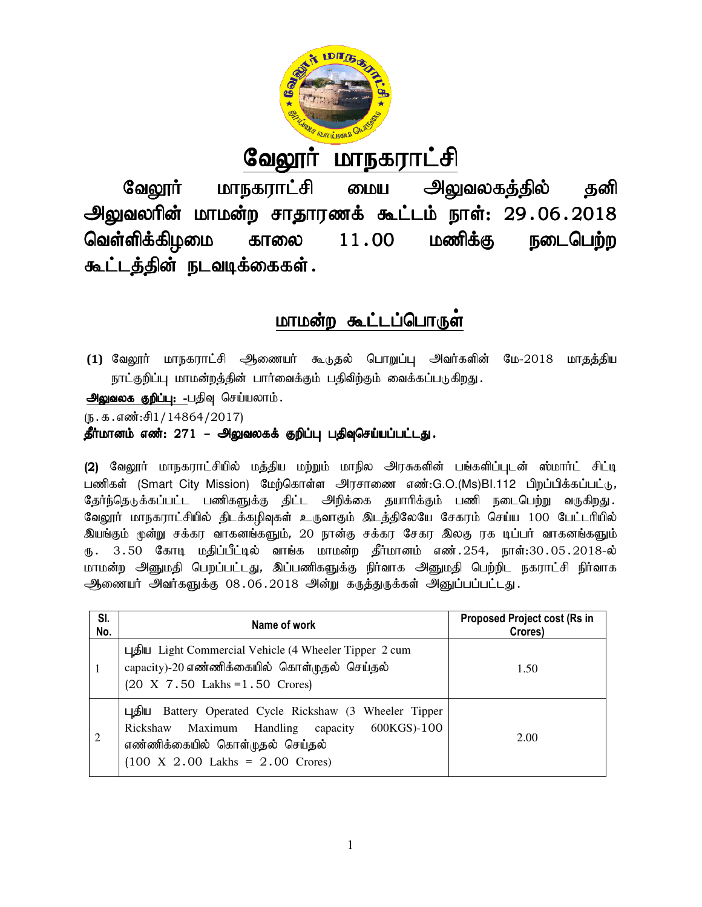# வேலூர் மாநகராட்சி

## வேலூர் மாநகராட்சி மைய அலுவலகத்தில் தனி அலுவலரின் மாமன்ற சாதாரணக் கூட்டம் நாள்: 29.06.2018 வெள்ளிக்கிழமை காலை 11.00 மணிக்கு நடைபெற்ற கூட்டத்தின் நடவடிக்கைகள்.

## மாமன்ற கூட்டப்பொருள்

**(1)** வேலூர் மாநகராட்சி ஆணையர் கூடுதல் பொறுப்பு அவர்களின் மே-2018 மாதத்திய நாட்குறிப்பு மாமன்றத்தின் பார்வைக்கும் பதிவிற்கும் வைக்கப்படுகிறது.

**அலுவலக குறிப்பு: -**பதிவு செய்யலாம்.

(ந.க.எண்:சி1/14864/2017)

**தீர்மானம் எண்: 271 – அலுவலகக் குறிப்பு பதிவுசெய்யப்பட்டது.**

**(2)** வேலூர் மாநகராட்சியில் மத்திய மற்றும் மாநில அரசுகளின் பங்களிப்புடன் ஸ்மார்ட் சிட்டி பணிகள் (Smart City Mission) மேற்கொள்ள அரசாணை எண்:G.O.(Ms)Bl.112 பிறப்பிக்கப்பட்டு, தேர்ந்தெடுக்கப்பட்ட பணிகளுக்கு திட்ட அறிக்கை தயாரிக்கும் பணி நடைபெற்று வருகிறது. வேலூர் மாநகராட்சியில் திடக்கழிவுகள் உருவாகும் இடத்திலேயே சேகரம் செய்ய 100 பேட்டரியில் இயங்கும் மூன்று சக்கர வாகனங்களும், 20 நான்கு சக்கர சேகர இலகு ரக டிப்பர் வாகனங்களும் ரூ. 3.50 கோடி மதிப்பீட்டில் வாங்க மாமன்ற தீர்மானம் எண்.254, நாள்:30.05.2018-ல் மாமன்ற அனுமதி பெறப்பட்டது, இப்பணிகளுக்கு நிர்வாக அனுமதி பெற்றிட நகராட்சி நிர்வாக ஆணையர் அவர்களுக்கு 08.06.2018 அன்று கருத்துருக்கள் அனுப்பப்பட்டது.

| Sl. No. | Name of work | Proposed Project cost (Rs in Crores) |
|---|---|---|
| 1 | புதிய Light Commercial Vehicle (4 Wheeler Tipper 2 cum capacity)-20 எண்ணிக்கையில் கொள்முதல் செய்தல் (20 X 7.50 Lakhs =1.50 Crores) | 1.50 |
| 2 | புதிய Battery Operated Cycle Rickshaw (3 Wheeler Tipper Rickshaw Maximum Handling capacity 600KGS)-100 எண்ணிக்கையில் கொள்முதல் செய்தல் (100 X 2.00 Lakhs = 2.00 Crores) | 2.00 |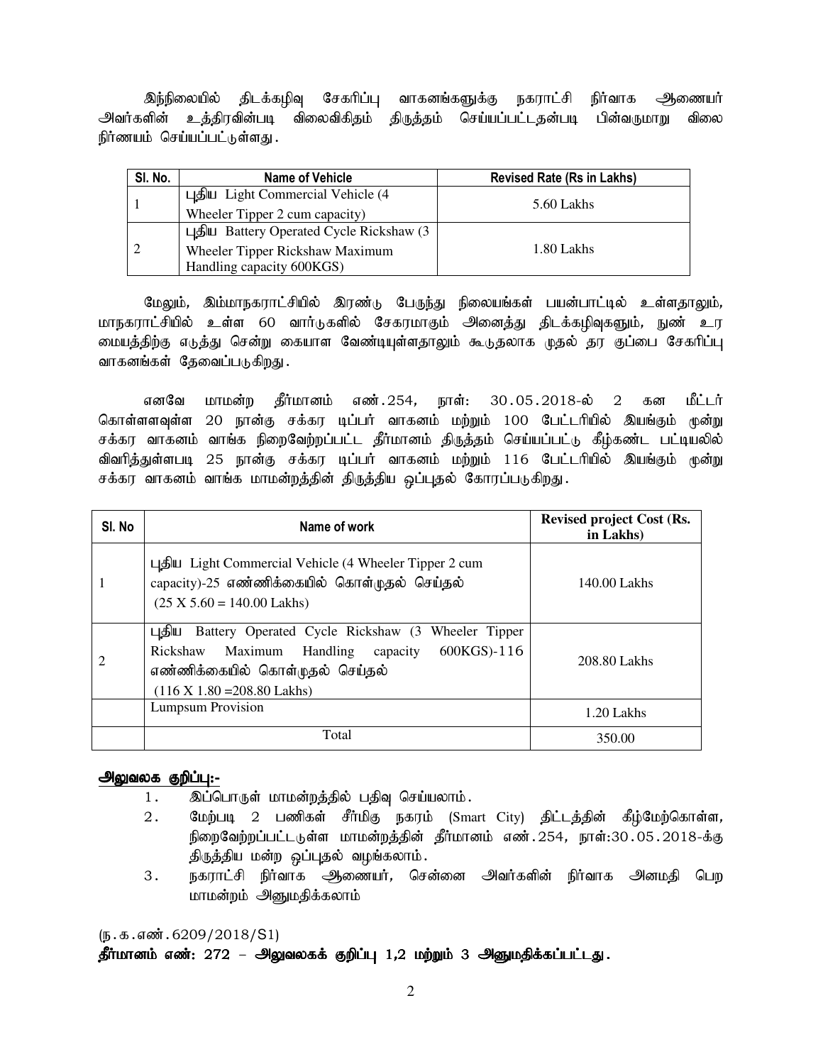இந்நிலையில் திடக்கழிவு சேகரிப்பு வாகனங்களுக்கு நகராட்சி நிர்வாக ஆணையர் அவர்களின் உத்திரவின்படி விலைவிகிதம் திருத்தம் செய்யப்பட்டதன்படி பின்வருமாறு விலை நிர்ணயம் செய்யப்பட்டுள்ளது.

| Sl. No. | Name of Vehicle | Revised Rate (Rs in Lakhs) |
|---|---|---|
| 1 | புதிய Light Commercial Vehicle (4 Wheeler Tipper 2 cum capacity) | 5.60 Lakhs |
| 2 | புதிய Battery Operated Cycle Rickshaw (3 Wheeler Tipper Rickshaw Maximum Handling capacity 600KGS) | 1.80 Lakhs |

மேலும், இம்மாநகராட்சியில் இரண்டு பேருந்து நிலையங்கள் பயன்பாட்டில் உள்ளதாலும், மாநகராட்சியில் உள்ள 60 வார்டுகளில் சேகரமாகும் அனைத்து திடக்கழிவுகளும், நுண் உர மையத்திற்கு எடுத்து சென்று கையாள வேண்டியுள்ளதாலும் கூடுதலாக முதல் தர குப்பை சேகரிப்பு வாகனங்கள் தேவைப்படுகிறது.

எனவே மாமன்ற தீர்மானம் எண்.254, நாள்: 30.05.2018-ல் 2 கன மீட்டர் கொள்ளளவுள்ள 20 நான்கு சக்கர டிப்பர் வாகனம் மற்றும் 100 பேட்டரியில் இயங்கும் மூன்று சக்கர வாகனம் வாங்க நிறைவேற்றப்பட்ட தீர்மானம் திருத்தம் செய்யப்பட்டு கீழ்கண்ட பட்டியலில் விவரித்துள்ளபடி 25 நான்கு சக்கர டிப்பர் வாகனம் மற்றும் 116 பேட்டரியில் இயங்கும் மூன்று சக்கர வாகனம் வாங்க மாமன்றத்தின் திருத்திய ஒப்புதல் கோரப்படுகிறது.

| Sl. No | Name of work | Revised project Cost (Rs. in Lakhs) |
|---|---|---|
| 1 | புதிய Light Commercial Vehicle (4 Wheeler Tipper 2 cum capacity)-25 எண்ணிக்கையில் கொள்முதல் செய்தல் (25 X 5.60 = 140.00 Lakhs) | 140.00 Lakhs |
| 2 | புதிய Battery Operated Cycle Rickshaw (3 Wheeler Tipper Rickshaw Maximum Handling capacity 600KGS)-116 எண்ணிக்கையில் கொள்முதல் செய்தல் (116 X 1.80 =208.80 Lakhs) | 208.80 Lakhs |
| | Lumpsum Provision | 1.20 Lakhs |
| | Total | 350.00 |

**அலுவலக குறிப்பு:-**

1. இப்பொருள் மாமன்றத்தில் பதிவு செய்யலாம்.
2. மேற்படி 2 பணிகள் சீர்மிகு நகரம் (Smart City) திட்டத்தின் கீழ்மேற்கொள்ள, நிறைவேற்றப்பட்டுள்ள மாமன்றத்தின் தீர்மானம் எண்.254, நாள்:30.05.2018-க்கு திருத்திய மன்ற ஒப்புதல் வழங்கலாம்.
3. நகராட்சி நிர்வாக ஆணையர், சென்னை அவர்களின் நிர்வாக அனுமதி பெற மாமன்றம் அனுமதிக்கலாம்

(ந.க.எண்.6209/2018/S1)

**தீர்மானம் எண்: 272 – அலுவலகக் குறிப்பு 1,2 மற்றும் 3 அனுமதிக்கப்பட்டது.**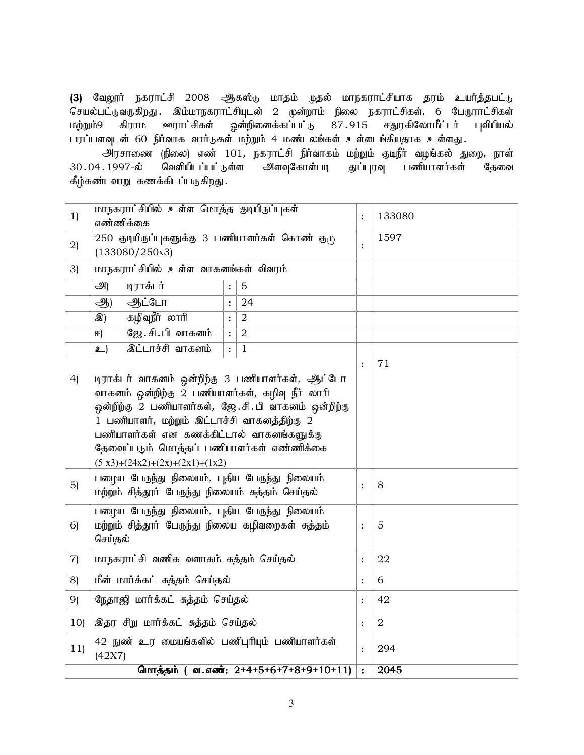**(3)** வேலூர் நகராட்சி 2008 ஆகஸ்டு மாதம் முதல் மாநகராட்சியாக தரம் உயர்த்தபட்டு செயல்பட்டுவருகிறது. இம்மாநகராட்சியுடன் 2 மூன்றாம் நிலை நகராட்சிகள், 6 பேருராட்சிகள் மற்றும்9 கிராம ஊராட்சிகள் ஒன்றினைக்கப்பட்டு 87.915 சதுரகிலோமீட்டர் புவியியல் பரப்பளவுடன் 60 நிர்வாக வார்டுகள் மற்றும் 4 மண்டலங்கள் உள்ளடங்கியதாக உள்ளது.

அரசாணை (நிலை) எண் 101, நகராட்சி நிர்வாகம் மற்றும் குடிநீர் வழங்கல் துறை, நாள் 30.04.1997-ல் வெளியிடப்பட்டுள்ள அளவுகோள்படி துப்புரவு பணியாளர்கள் தேவை கீழ்கண்டவாறு கணக்கிடப்படுகிறது.

| | | | | | |
|---|---|---|---|---|---|
| 1) | மாநகராட்சியில் உள்ள மொத்த குடியிருப்புகள் எண்ணிக்கை | | | : | 133080 |
| 2) | 250 குடியிருப்புகளுக்கு 3 பணியாளர்கள் கொண் குழு (133080/250x3) | | | : | 1597 |
| 3) | மாநகராட்சியில் உள்ள வாகனங்கள் விவரம் | | | | |
| | அ) டிராக்டர் | : | 5 | | |
| | ஆ) ஆட்டோ | : | 24 | | |
| | இ) கழிவுநீர் லாரி | : | 2 | | |
| | ஈ) ஜே.சி.பி வாகனம் | : | 2 | | |
| | உ) இட்டாச்சி வாகனம் | : | 1 | | |
| 4) | டிராக்டர் வாகனம் ஒன்றிற்கு 3 பணியாளர்கள், ஆட்டோ வாகனம் ஒன்றிற்கு 2 பணியாளர்கள், கழிவு நீர் லாரி ஒன்றிற்கு 2 பணியாளர்கள், ஜே.சி.பி வாகனம் ஒன்றிற்கு 1 பணியாளர், மற்றும் இட்டாச்சி வாகனத்திற்கு 2 பணியாளர்கள் என கணக்கிட்டால் வாகனங்களுக்கு தேவைப்படும் மொத்தப் பணியாளர்கள் எண்ணிக்கை (5 x3)+(24x2)+(2x)+(2x1)+(1x2) | | | : | 71 |
| 5) | பழைய பேருந்து நிலையம், புதிய பேருந்து நிலையம் மற்றும் சித்தூர் பேருந்து நிலையம் சுத்தம் செய்தல் | | | : | 8 |
| 6) | பழைய பேருந்து நிலையம், புதிய பேருந்து நிலையம் மற்றும் சித்தூர் பேருந்து நிலைய கழிவறைகள் சுத்தம் செய்தல் | | | : | 5 |
| 7) | மாநகராட்சி வணிக வளாகம் சுத்தம் செய்தல் | | | : | 22 |
| 8) | மீன் மார்க்கட் சுத்தம் செய்தல் | | | : | 6 |
| 9) | நேதாஜி மார்க்கட் சுத்தம் செய்தல் | | | : | 42 |
| 10) | இதர சிறு மார்க்கட் சுத்தம் செய்தல் | | | : | 2 |
| 11) | 42 நுண் உர மையங்களில் பணிபுரியும் பணியாளர்கள் (42X7) | | | : | 294 |
| | **மொத்தம் ( வ.எண்: 2+4+5+6+7+8+9+10+11)** | | | : | **2045** |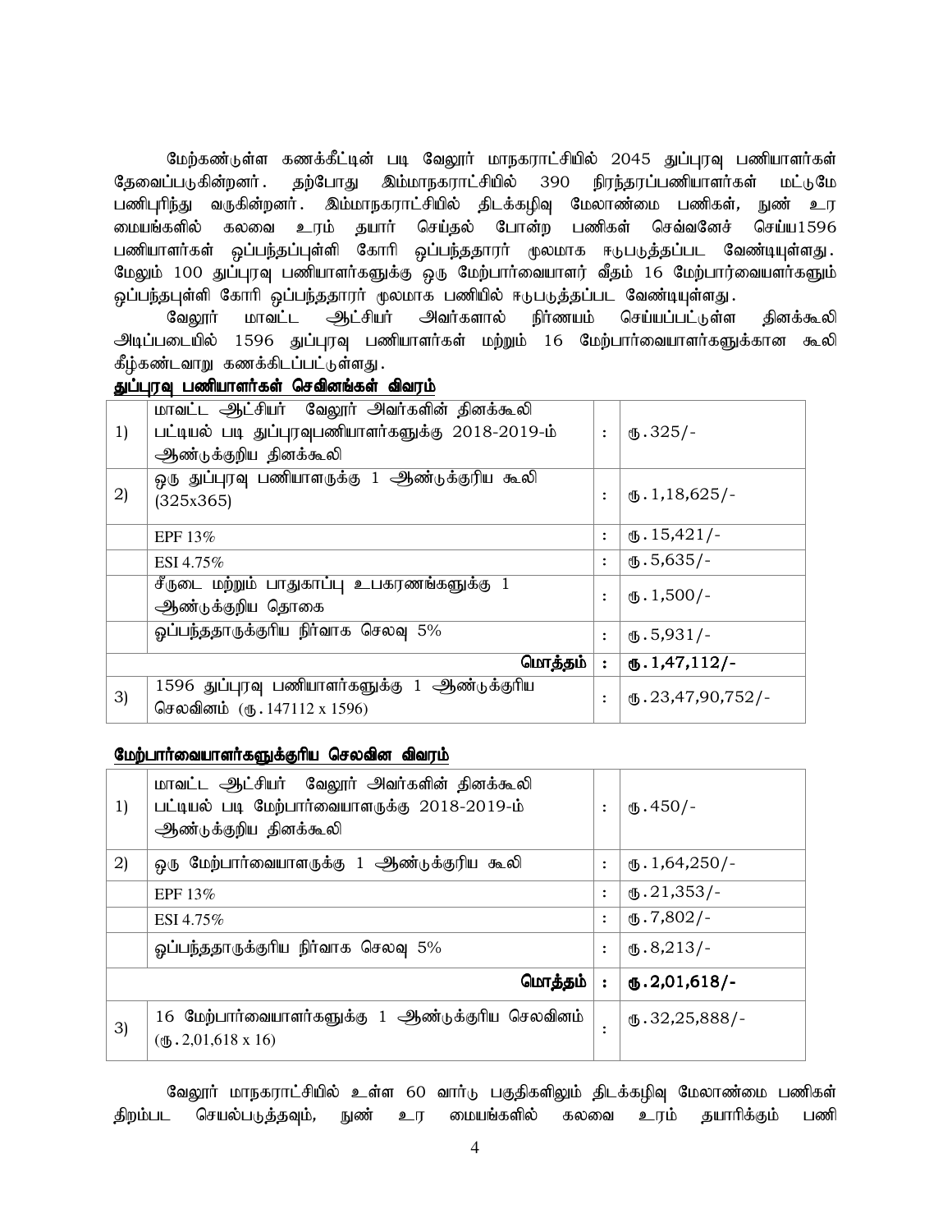மேற்கண்டுள்ள கணக்கீட்டின் படி வேலூர் மாநகராட்சியில் 2045 துப்புரவு பணியாளர்கள் தேவைப்படுகின்றனர். தற்போது இம்மாநகராட்சியில் 390 நிரந்தரப்பணியாளர்கள் மட்டுமே பணிபுரிந்து வருகின்றனர். இம்மாநகராட்சியில் திடக்கழிவு மேலாண்மை பணிகள், நுண் உர மையங்களில் கலவை உரம் தயார் செய்தல் போன்ற பணிகள் செவ்வனேச் செய்ய1596 பணியாளர்கள் ஒப்பந்தப்புள்ளி கோரி ஒப்பந்ததாரர் மூலமாக ஈடுபடுத்தப்பட வேண்டியுள்ளது. மேலும் 100 துப்புரவு பணியாளர்களுக்கு ஒரு மேற்பார்வையாளர் வீதம் 16 மேற்பார்வையாளர்களும் ஒப்பந்தபுள்ளி கோரி ஒப்பந்ததாரர் மூலமாக பணியில் ஈடுபடுத்தப்பட வேண்டியுள்ளது.

வேலூர் மாவட்ட ஆட்சியர் அவர்களால் நிர்ணயம் செய்யப்பட்டுள்ள தினக்கூலி அடிப்படையில் 1596 துப்புரவு பணியாளர்கள் மற்றும் 16 மேற்பார்வையாளர்களுக்கான கூலி கீழ்கண்டவாறு கணக்கிடப்பட்டுள்ளது.

**<u>துப்புரவு பணியாளர்கள் செவினங்கள் விவரம்</u>**

| | | | |
|---|---|---|---|
| 1) | மாவட்ட ஆட்சியர் வேலூர் அவர்களின் தினக்கூலி பட்டியல் படி துப்புரவுபணியாளர்களுக்கு 2018-2019-ம் ஆண்டுக்குறிய தினக்கூலி | : | ரு.325/- |
| 2) | ஒரு துப்புரவு பணியாளருக்கு 1 ஆண்டுக்குரிய கூலி (325x365) | : | ரு.1,18,625/- |
| | EPF 13% | : | ரு.15,421/- |
| | ESI 4.75% | : | ரு.5,635/- |
| | சீருடை மற்றும் பாதுகாப்பு உபகரணங்களுக்கு 1 ஆண்டுக்குறிய தொகை | : | ரு.1,500/- |
| | ஒப்பந்ததாருக்குரிய நிர்வாக செலவு 5% | : | ரு.5,931/- |
| | **மொத்தம்** | **:** | **ரு.1,47,112/-** |
| 3) | 1596 துப்புரவு பணியாளர்களுக்கு 1 ஆண்டுக்குரிய செலவினம் (ரு.147112 x 1596) | : | ரு.23,47,90,752/- |

**<u>மேற்பார்வையாளர்களுக்குரிய செலவின விவரம்</u>**

| | | | |
|---|---|---|---|
| 1) | மாவட்ட ஆட்சியர் வேலூர் அவர்களின் தினக்கூலி பட்டியல் படி மேற்பார்வையாளருக்கு 2018-2019-ம் ஆண்டுக்குறிய தினக்கூலி | : | ரு.450/- |
| 2) | ஒரு மேற்பார்வையாளருக்கு 1 ஆண்டுக்குரிய கூலி | : | ரு.1,64,250/- |
| | EPF 13% | : | ரு.21,353/- |
| | ESI 4.75% | : | ரு.7,802/- |
| | ஒப்பந்ததாருக்குரிய நிர்வாக செலவு 5% | : | ரு.8,213/- |
| | **மொத்தம்** | **:** | **ரு.2,01,618/-** |
| 3) | 16 மேற்பார்வையாளர்களுக்கு 1 ஆண்டுக்குரிய செலவினம் (ரு.2,01,618 x 16) | : | ரு.32,25,888/- |

வேலூர் மாநகராட்சியில் உள்ள 60 வார்டு பகுதிகளிலும் திடக்கழிவு மேலாண்மை பணிகள் திறம்பட செயல்படுத்தவும், நுண் உர மையங்களில் கலவை உரம் தயாரிக்கும் பணி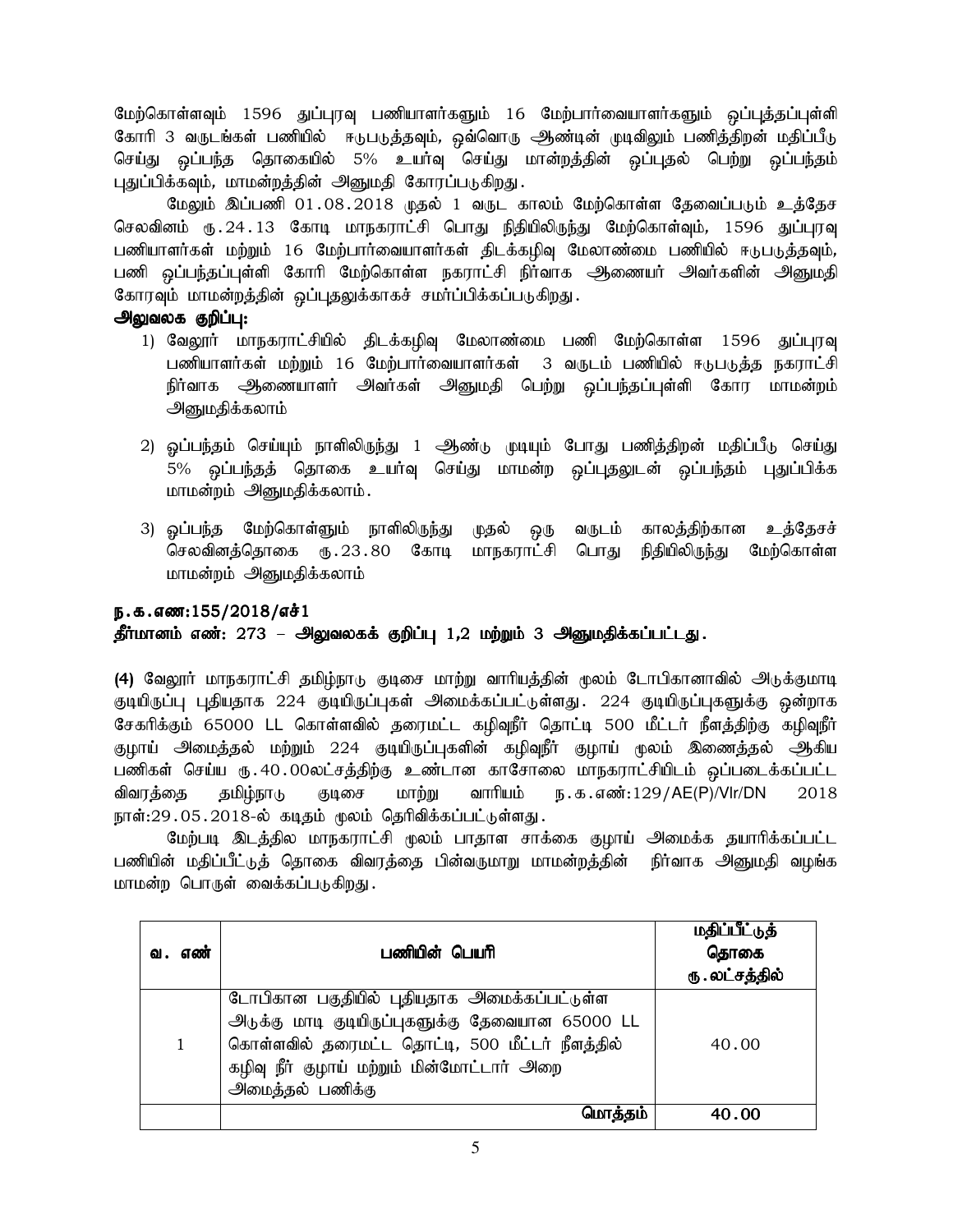மேற்கொள்ளவும் 1596 துப்புரவு பணியாளர்களும் 16 மேற்பார்வையாளர்களும் ஒப்புத்தப்புள்ளி கோரி 3 வருடங்கள் பணியில் ஈடுபடுத்தவும், ஒவ்வொரு ஆண்டின் முடிவிலும் பணித்திறன் மதிப்பீடு செய்து ஒப்பந்த தொகையில் 5% உயர்வு செய்து மான்றத்தின் ஒப்புதல் பெற்று ஒப்பந்தம் புதுப்பிக்கவும், மாமன்றத்தின் அனுமதி கோரப்படுகிறது.

மேலும் இப்பணி 01.08.2018 முதல் 1 வருட காலம் மேற்கொள்ள தேவைப்படும் உத்தேச செலவினம் ரூ.24.13 கோடி மாநகராட்சி பொது நிதியிலிருந்து மேற்கொள்ளவும், 1596 துப்புரவு பணியாளர்கள் மற்றும் 16 மேற்பார்வையாளர்கள் திடக்கழிவு மேலாண்மை பணியில் ஈடுபடுத்தவும், பணி ஒப்பந்தப்புள்ளி கோரி மேற்கொள்ள நகராட்சி நிர்வாக ஆணையர் அவர்களின் அனுமதி கோரவும் மாமன்றத்தின் ஒப்புதலுக்காகச் சமர்ப்பிக்கப்படுகிறது.

**அலுவலக குறிப்பு:**

1) வேலூர் மாநகராட்சியில் திடக்கழிவு மேலாண்மை பணி மேற்கொள்ள 1596 துப்புரவு பணியாளர்கள் மற்றும் 16 மேற்பார்வையாளர்கள் 3 வருடம் பணியில் ஈடுபடுத்த நகராட்சி நிர்வாக ஆணையாளர் அவர்கள் அனுமதி பெற்று ஒப்பந்தப்புள்ளி கோர மாமன்றம் அனுமதிக்கலாம்

2) ஒப்பந்தம் செய்யும் நாளிலிருந்து 1 ஆண்டு முடியும் போது பணித்திறன் மதிப்பீடு செய்து 5% ஒப்பந்தத் தொகை உயர்வு செய்து மாமன்ற ஒப்புதலுடன் ஒப்பந்தம் புதுப்பிக்க மாமன்றம் அனுமதிக்கலாம்.

3) ஒப்பந்த மேற்கொள்ளும் நாளிலிருந்து முதல் ஒரு வருடம் காலத்திற்கான உத்தேசச் செலவினத்தொகை ரூ.23.80 கோடி மாநகராட்சி பொது நிதியிலிருந்து மேற்கொள்ள மாமன்றம் அனுமதிக்கலாம்

**ந.க.எண:155/2018/எச்1**

**தீர்மானம் எண்: 273 – அலுவலகக் குறிப்பு 1,2 மற்றும் 3 அனுமதிக்கப்பட்டது.**

**(4)** வேலூர் மாநகராட்சி தமிழ்நாடு குடிசை மாற்று வாரியத்தின் மூலம் டோபிகானாவில் அடுக்குமாடி குடியிருப்பு புதியதாக 224 குடியிருப்புகள் அமைக்கப்பட்டுள்ளது. 224 குடியிருப்புகளுக்கு ஒன்றாக சேகரிக்கும் 65000 LL கொள்ளவில் தரைமட்ட கழிவுநீர் தொட்டி 500 மீட்டர் நீளத்திற்கு கழிவுநீர் குழாய் அமைத்தல் மற்றும் 224 குடியிருப்புகளின் கழிவுநீர் குழாய் மூலம் இணைத்தல் ஆகிய பணிகள் செய்ய ரூ.40.00லட்சத்திற்கு உண்டான காசோலை மாநகராட்சியிடம் ஒப்படைக்கப்பட்ட விவரத்தை தமிழ்நாடு குடிசை மாற்று வாரியம் ந.க.எண்:129/AE(P)/Vlr/DN 2018 நாள்:29.05.2018-ல் கடிதம் மூலம் தெரிவிக்கப்பட்டுள்ளது.

மேற்படி இடத்தில மாநகராட்சி மூலம் பாதாள சாக்கை குழாய் அமைக்க தயாரிக்கப்பட்ட பணியின் மதிப்பீட்டுத் தொகை விவரத்தை பின்வருமாறு மாமன்றத்தின் நிர்வாக அனுமதி வழங்க மாமன்ற பொருள் வைக்கப்படுகிறது.

| வ. எண் | பணியின் பெயரி | மதிப்பீட்டுத் தொகை ரூ.லட்சத்தில் |
|---|---|---|
| 1 | டோபிகான பகுதியில் புதியதாக அமைக்கப்பட்டுள்ள அடுக்கு மாடி குடியிருப்புகளுக்கு தேவையான 65000 LL கொள்ளவில் தரைமட்ட தொட்டி, 500 மீட்டர் நீளத்தில் கழிவு நீர் குழாய் மற்றும் மின்மோட்டார் அறை அமைத்தல் பணிக்கு | 40.00 |
| | **மொத்தம்** | **40.00** |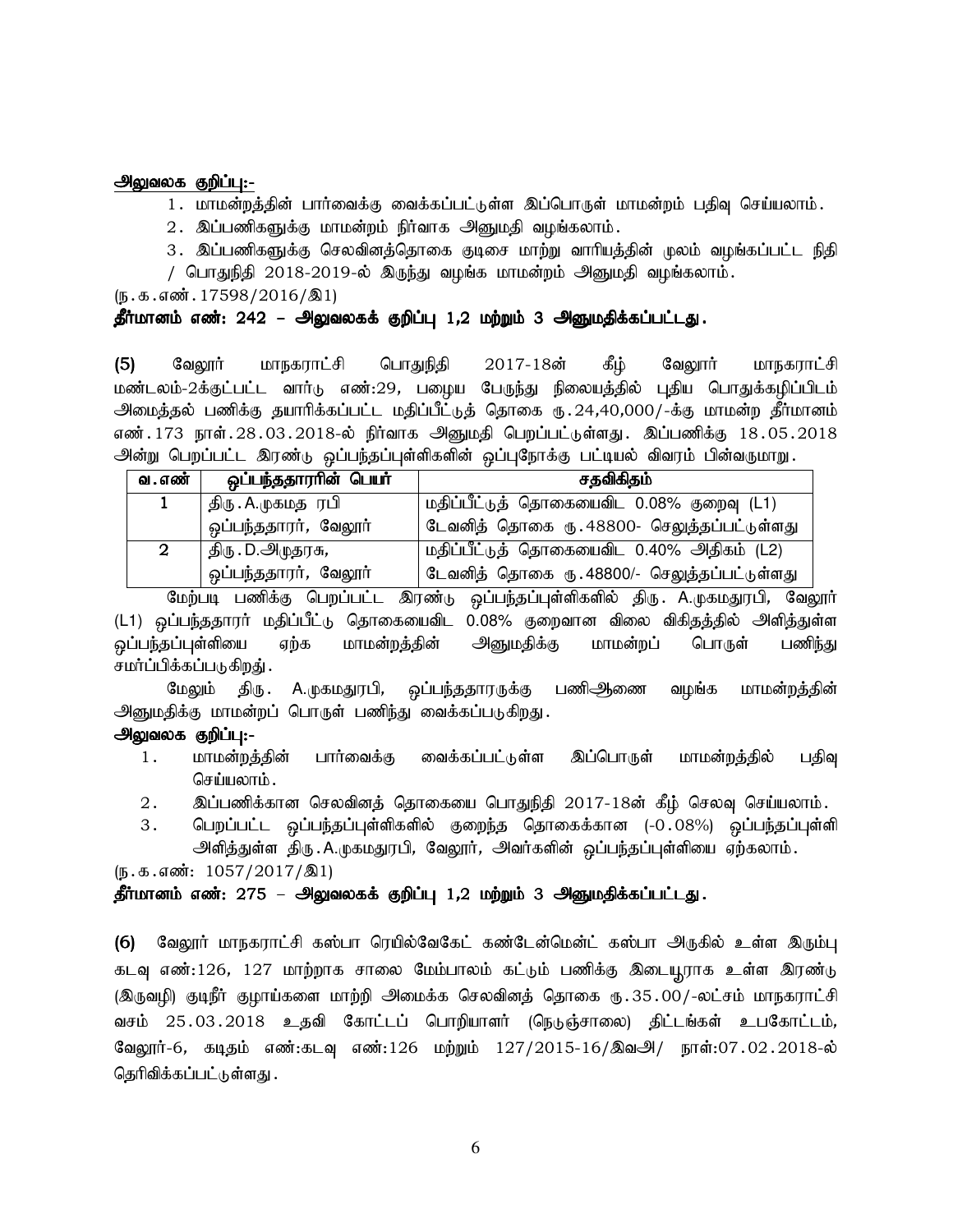<u>**அலுவலக குறிப்பு:-**</u>

1. மாமன்றத்தின் பார்வைக்கு வைக்கப்பட்டுள்ள இப்பொருள் மாமன்றம் பதிவு செய்யலாம்.
2. இப்பணிகளுக்கு மாமன்றம் நிர்வாக அனுமதி வழங்கலாம்.
3. இப்பணிகளுக்கு செலவினத்தொகை குடிசை மாற்று வாரியத்தின் மூலம் வழங்கப்பட்ட நிதி / பொதுநிதி 2018-2019-ல் இருந்து வழங்க மாமன்றம் அனுமதி வழங்கலாம்.

(ந.க.எண்.17598/2016/இ1)

**தீர்மானம் எண்: 242 – அலுவலகக் குறிப்பு 1,2 மற்றும் 3 அனுமதிக்கப்பட்டது.**

**(5)** வேலூர் மாநகராட்சி பொதுநிதி 2017-18ன் கீழ் வேலூர் மாநகராட்சி மண்டலம்-2க்குட்பட்ட வார்டு எண்:29, பழைய பேருந்து நிலையத்தில் புதிய பொதுக்கழிப்பிடம் அமைத்தல் பணிக்கு தயாரிக்கப்பட்ட மதிப்பீட்டுத் தொகை ரூ.24,40,000/-க்கு மாமன்ற தீர்மானம் எண்.173 நாள்.28.03.2018-ல் நிர்வாக அனுமதி பெறப்பட்டுள்ளது. இப்பணிக்கு 18.05.2018 அன்று பெறப்பட்ட இரண்டு ஒப்பந்தப்புள்ளிகளின் ஒப்புநோக்கு பட்டியல் விவரம் பின்வருமாறு.

| வ.எண் | ஒப்பந்ததாரரின் பெயர் | சதவிகிதம் |
|---|---|---|
| 1 | திரு.A.முகமத ரபி ஒப்பந்ததாரர், வேலூர் | மதிப்பீட்டுத் தொகையைவிட 0.08% குறைவு (L1) டேவனித் தொகை ரூ.48800- செலுத்தப்பட்டுள்ளது |
| 2 | திரு.D.அமுதரசு, ஒப்பந்ததாரர், வேலூர் | மதிப்பீட்டுத் தொகையைவிட 0.40% அதிகம் (L2) டேவனித் தொகை ரூ.48800/- செலுத்தப்பட்டுள்ளது |

மேற்படி பணிக்கு பெறப்பட்ட இரண்டு ஒப்பந்தப்புள்ளிகளில் திரு. A.முகமதுரபி, வேலூர் (L1) ஒப்பந்ததாரர் மதிப்பீட்டு தொகையைவிட 0.08% குறைவான விலை விகிதத்தில் அளித்துள்ள ஒப்பந்தப்புள்ளியை ஏற்க மாமன்றத்தின் அனுமதிக்கு மாமன்றப் பொருள் பணிந்து சமர்ப்பிக்கப்படுகிறது.

மேலும் திரு. A.முகமதுரபி, ஒப்பந்ததாரருக்கு பணிஆணை வழங்க மாமன்றத்தின் அனுமதிக்கு மாமன்றப் பொருள் பணிந்து வைக்கப்படுகிறது.

**அலுவலக குறிப்பு:-**

1. மாமன்றத்தின் பார்வைக்கு வைக்கப்பட்டுள்ள இப்பொருள் மாமன்றத்தில் பதிவு செய்யலாம்.
2. இப்பணிக்கான செலவினத் தொகையை பொதுநிதி 2017-18ன் கீழ் செலவு செய்யலாம்.
3. பெறப்பட்ட ஒப்பந்தப்புள்ளிகளில் குறைந்த தொகைக்கான (-0.08%) ஒப்பந்தப்புள்ளி அளித்துள்ள திரு.A.முகமதுரபி, வேலூர், அவர்களின் ஒப்பந்தப்புள்ளியை ஏற்கலாம்.

(ந.க.எண்: 1057/2017/இ1)

**தீர்மானம் எண்: 275 – அலுவலகக் குறிப்பு 1,2 மற்றும் 3 அனுமதிக்கப்பட்டது.**

**(6)** வேலூர் மாநகராட்சி கஸ்பா ரெயில்வேகேட் கண்டேன்மென்ட் கஸ்பா அருகில் உள்ள இரும்பு கடவு எண்:126, 127 மாற்றாக சாலை மேம்பாலம் கட்டும் பணிக்கு இடையூராக உள்ள இரண்டு (இருவழி) குடிநீர் குழாய்களை மாற்றி அமைக்க செலவினத் தொகை ரூ.35.00/-லட்சம் மாநகராட்சி வசம் 25.03.2018 உதவி கோட்டப் பொறியாளர் (நெடுஞ்சாலை) திட்டங்கள் உபகோட்டம், வேலூர்-6, கடிதம் எண்:கடவு எண்:126 மற்றும் 127/2015-16/இவஅ/ நாள்:07.02.2018-ல் தெரிவிக்கப்பட்டுள்ளது.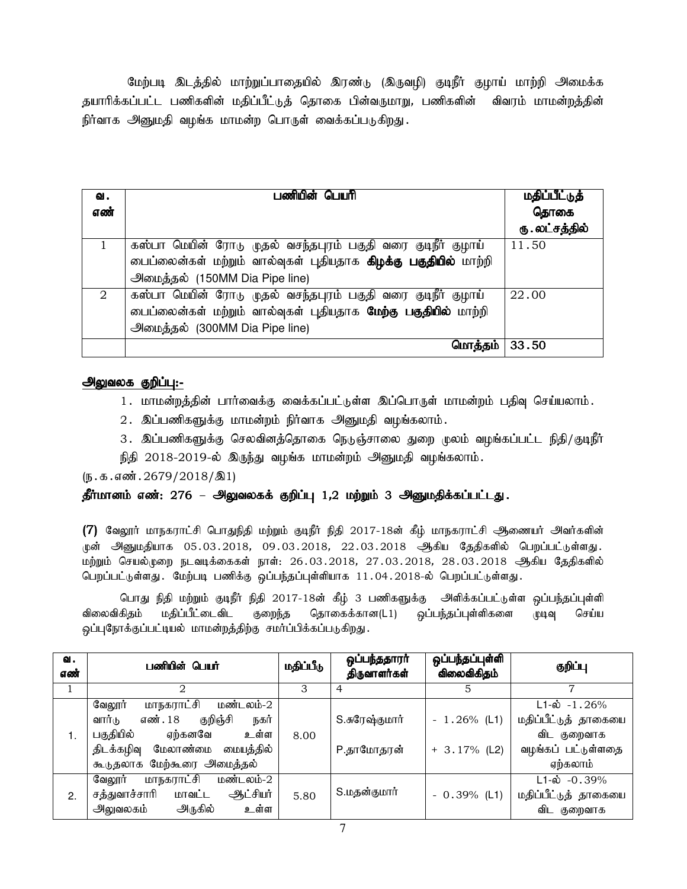மேற்படி இடத்தில் மாற்றுப்பாதையில் இரண்டு (இருவழி) குடிநீர் குழாய் மாற்றி அமைக்க தயாரிக்கப்பட்ட பணிகளின் மதிப்பீட்டுத் தொகை பின்வருமாறு, பணிகளின் விவரம் மாமன்றத்தின் நிர்வாக அனுமதி வழங்க மாமன்ற பொருள் வைக்கப்படுகிறது.

| வ. எண் | பணியின் பெயர் | மதிப்பீட்டுத் தொகை ரூ.லட்சத்தில் |
|---|---|---|
| 1 | கஸ்பா மெயின் ரோடு முதல் வசந்தபுரம் பகுதி வரை குடிநீர் குழாய் பைப்லைன்கள் மற்றும் வால்வுகள் புதியதாக **கிழக்கு பகுதியில்** மாற்றி அமைத்தல் (150MM Dia Pipe line) | 11.50 |
| 2 | கஸ்பா மெயின் ரோடு முதல் வசந்தபுரம் பகுதி வரை குடிநீர் குழாய் பைப்லைன்கள் மற்றும் வால்வுகள் புதியதாக **மேற்கு பகுதியில்** மாற்றி அமைத்தல் (300MM Dia Pipe line) | 22.00 |
| | **மொத்தம்** | **33.50** |

**அலுவலக குறிப்பு:-**

1. மாமன்றத்தின் பார்வைக்கு வைக்கப்பட்டுள்ள இப்பொருள் மாமன்றம் பதிவு செய்யலாம்.
2. இப்பணிகளுக்கு மாமன்றம் நிர்வாக அனுமதி வழங்கலாம்.
3. இப்பணிகளுக்கு செலவினத்தொகை நெடுஞ்சாலை துறை மூலம் வழங்கப்பட்ட நிதி/குடிநீர் நிதி 2018-2019-ல் இருந்து வழங்க மாமன்றம் அனுமதி வழங்கலாம்.

(ந.க.எண்.2679/2018/இ1)

**தீர்மானம் எண்: 276 – அலுவலகக் குறிப்பு 1,2 மற்றும் 3 அனுமதிக்கப்பட்டது.**

**(7)** வேலூர் மாநகராட்சி பொதுநிதி மற்றும் குடிநீர் நிதி 2017-18ன் கீழ் மாநகராட்சி ஆணையர் அவர்களின் முன் அனுமதியாக 05.03.2018, 09.03.2018, 22.03.2018 ஆகிய தேதிகளில் பெறப்பட்டுள்ளது. மற்றும் செயல்முறை நடவடிக்கைகள் நாள்: 26.03.2018, 27.03.2018, 28.03.2018 ஆகிய தேதிகளில் பெறப்பட்டுள்ளது. மேற்படி பணிக்கு ஒப்பந்தப்புள்ளியாக 11.04.2018-ல் பெறப்பட்டுள்ளது.

பொது நிதி மற்றும் குடிநீர் நிதி 2017-18ன் கீழ் 3 பணிகளுக்கு அளிக்கப்பட்டுள்ள ஒப்பந்தப்புள்ளி விலைவிகிதம் மதிப்பீட்டைவிட குறைந்த தொகைக்கான(L1) ஒப்பந்தப்புள்ளிகளை முடிவு செய்ய ஒப்புநோக்குப்பட்டியல் மாமன்றத்திற்கு சமர்ப்பிக்கப்படுகிறது.

| வ. எண் | பணியின் பெயர் | மதிப்பீடு | ஒப்பந்ததாரர் திருவாளர்கள் | ஒப்பந்தப்புள்ளி விலைவிகிதம் | குறிப்பு |
|---|---|---|---|---|---|
| 1 | 2 | 3 | 4 | 5 | 7 |
| 1. | வேலூர் மாநகராட்சி மண்டலம்-2 வார்டு எண்.18 குறிஞ்சி நகர் பகுதியில் ஏற்கனவே உள்ள திடக்கழிவு மேலாண்மை மையத்தில் கூடுதலாக மேற்கூரை அமைத்தல் | 8.00 | S.சுரேஷ்குமார்<br>P.தாமோதரன் | - 1.26% (L1)<br>+ 3.17% (L2) | L1-ல் -1.26% மதிப்பீட்டுத் தாகையை விட குறைவாக வழங்கப் பட்டுள்ளதை ஏற்கலாம் |
| 2. | வேலூர் மாநகராட்சி மண்டலம்-2 சத்துவாச்சாரி மாவட்ட ஆட்சியர் அலுவலகம் அருகில் உள்ள | 5.80 | S.மதன்குமார் | - 0.39% (L1) | L1-ல் -0.39% மதிப்பீட்டுத் தாகையை விட குறைவாக |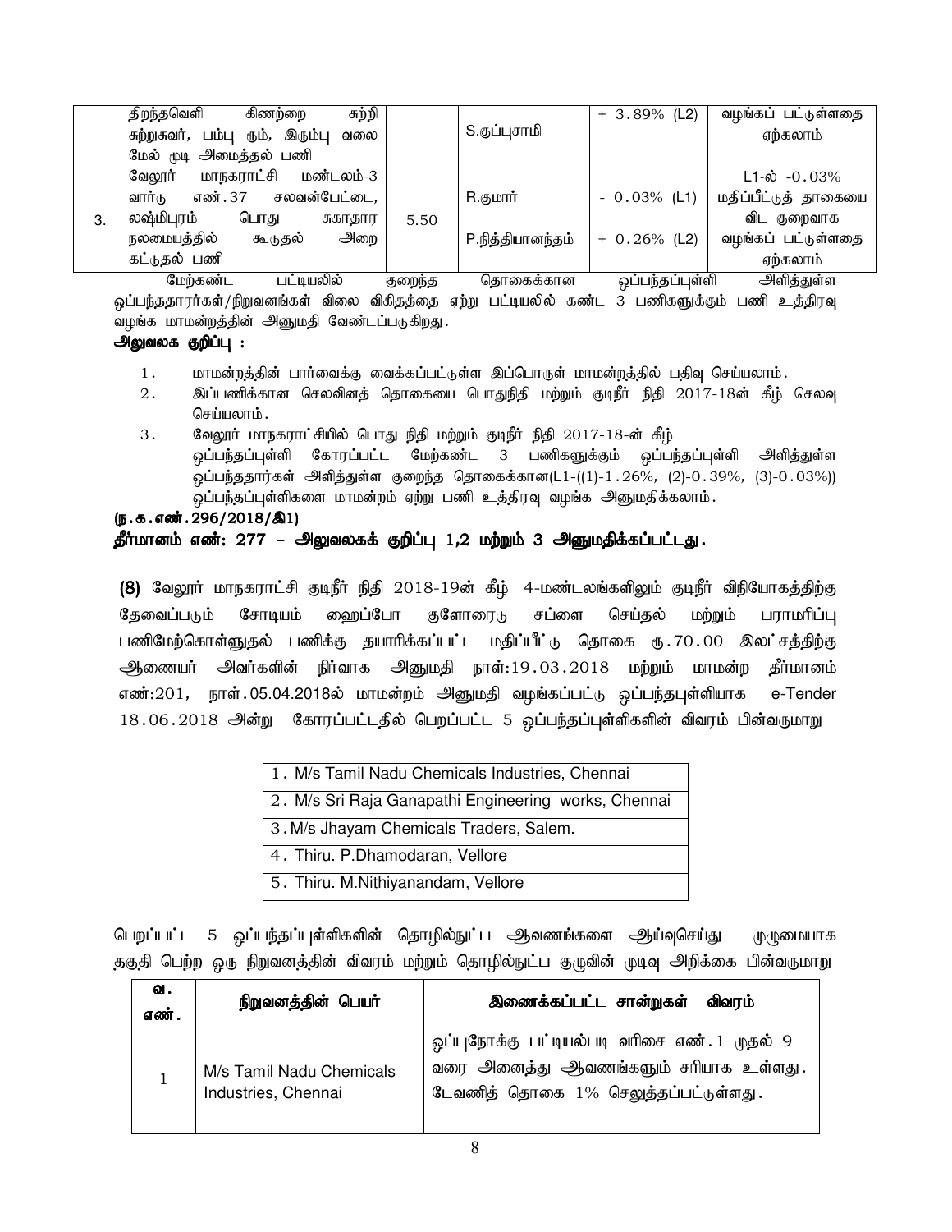|  | திறந்தவெளி கிணற்றை சுற்றி சுற்றுசுவர், பம்பு ரூம், இரும்பு வலை மேல் மூடி அமைத்தல் பணி |  | S.குப்புசாமி | + 3.89% (L2) | வழங்கப் பட்டுள்ளதை ஏற்கலாம் |
|---|---|---|---|---|---|
| 3. | வேலூர் மாநகராட்சி மண்டலம்-3 வார்டு எண்.37 சலவன்பேட்டை, லஷ்மிபுரம் பொது சுகாதார நலமையத்தில் கூடுதல் அறை கட்டுதல் பணி | 5.50 | R.குமார்<br>P.நித்தியானந்தம் | - 0.03% (L1)<br>+ 0.26% (L2) | L1-ல் -0.03% மதிப்பீட்டுத் தாகையை விட குறைவாக வழங்கப் பட்டுள்ளதை ஏற்கலாம் |

மேற்கண்ட பட்டியலில் குறைந்த தொகைக்கான ஒப்பந்தப்புள்ளி அளித்துள்ள ஒப்பந்ததாரர்கள்/நிறுவனங்கள் விலை விகிதத்தை ஏற்று பட்டியலில் கண்ட 3 பணிகளுக்கும் பணி உத்திரவு வழங்க மாமன்றத்தின் அனுமதி வேண்டப்படுகிறது.

**அலுவலக குறிப்பு :**

1. மாமன்றத்தின் பார்வைக்கு வைக்கப்பட்டுள்ள இப்பொருள் மாமன்றத்தில் பதிவு செய்யலாம்.
2. இப்பணிக்கான செலவினத் தொகையை பொதுநிதி மற்றும் குடிநீர் நிதி 2017-18ன் கீழ் செலவு செய்யலாம்.
3. வேலூர் மாநகராட்சியில் பொது நிதி மற்றும் குடிநீர் நிதி 2017-18-ன் கீழ் ஒப்பந்தப்புள்ளி கோரப்பட்ட மேற்கண்ட 3 பணிகளுக்கும் ஒப்பந்தப்புள்ளி அளித்துள்ள ஒப்பந்ததாரர்கள் அளித்துள்ள குறைந்த தொகைக்கான(L1-((1)-1.26%, (2)-0.39%, (3)-0.03%)) ஒப்பந்தப்புள்ளிகளை மாமன்றம் ஏற்று பணி உத்திரவு வழங்க அனுமதிக்கலாம்.

**(ந.க.எண்.296/2018/இ1)**

**தீர்மானம் எண்: 277 – அலுவலகக் குறிப்பு 1,2 மற்றும் 3 அனுமதிக்கப்பட்டது.**

**(8)** வேலூர் மாநகராட்சி குடிநீர் நிதி 2018-19ன் கீழ் 4-மண்டலங்களிலும் குடிநீர் விநியோகத்திற்கு தேவைப்படும் சோடியம் ஹைப்போ குளோரைடு சப்ளை செய்தல் மற்றும் பராமரிப்பு பணிமேற்கொள்ளுதல் பணிக்கு தயாரிக்கப்பட்ட மதிப்பீட்டு தொகை ரு.70.00 இலட்சத்திற்கு ஆணையர் அவர்களின் நிர்வாக அனுமதி நாள்:19.03.2018 மற்றும் மாமன்ற தீர்மானம் எண்:201, நாள்.05.04.2018ல் மாமன்றம் அனுமதி வழங்கப்பட்டு ஒப்பந்தபுள்ளியாக e-Tender 18.06.2018 அன்று கோரப்பட்டதில் பெறப்பட்ட 5 ஒப்பந்தப்புள்ளிகளின் விவரம் பின்வருமாறு

| 1. M/s Tamil Nadu Chemicals Industries, Chennai |
|---|
| 2. M/s Sri Raja Ganapathi Engineering works, Chennai |
| 3.M/s Jhayam Chemicals Traders, Salem. |
| 4. Thiru. P.Dhamodaran, Vellore |
| 5. Thiru. M.Nithiyanandam, Vellore |

பெறப்பட்ட 5 ஒப்பந்தப்புள்ளிகளின் தொழில்நுட்ப ஆவணங்களை ஆய்வுசெய்து முழுமையாக தகுதி பெற்ற ஒரு நிறுவனத்தின் விவரம் மற்றும் தொழில்நுட்ப குழுவின் முடிவு அறிக்கை பின்வருமாறு

| வ. எண். | நிறுவனத்தின் பெயர் | இணைக்கப்பட்ட சான்றுகள் விவரம் |
|---|---|---|
| 1 | M/s Tamil Nadu Chemicals Industries, Chennai | ஒப்புநோக்கு பட்டியல்படி வரிசை எண்.1 முதல் 9 வரை அனைத்து ஆவணங்களும் சரியாக உள்ளது. டேவணித் தொகை 1% செலுத்தப்பட்டுள்ளது. |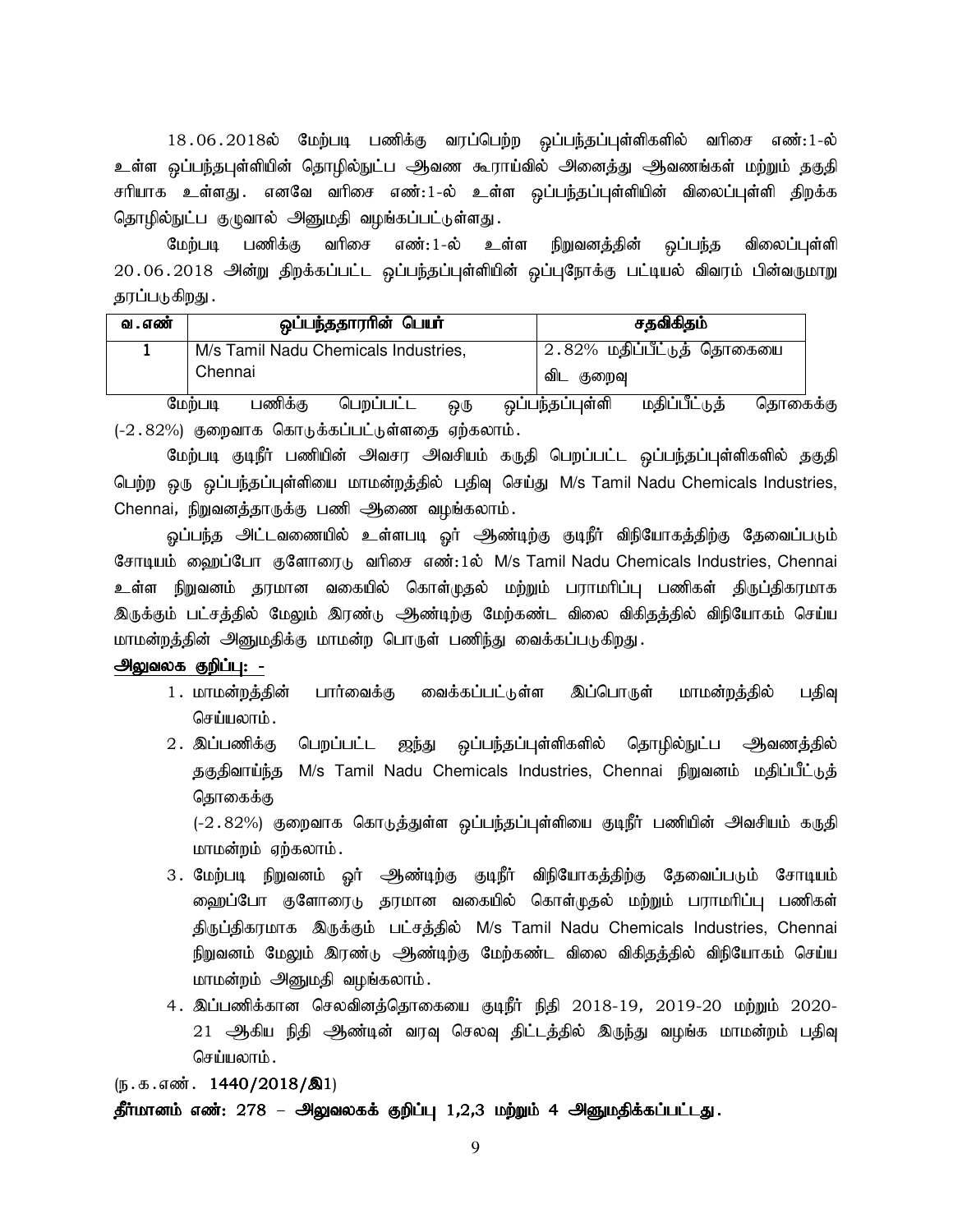18.06.2018ல் மேற்படி பணிக்கு வரப்பெற்ற ஒப்பந்தப்புள்ளிகளில் வரிசை எண்:1-ல் உள்ள ஒப்பந்தபுள்ளியின் தொழில்நுட்ப ஆவண கூராய்வில் அனைத்து ஆவணங்கள் மற்றும் தகுதி சரியாக உள்ளது. எனவே வரிசை எண்:1-ல் உள்ள ஒப்பந்தப்புள்ளியின் விலைப்புள்ளி திறக்க தொழில்நுட்ப குழுவால் அனுமதி வழங்கப்பட்டுள்ளது.

மேற்படி பணிக்கு வரிசை எண்:1-ல் உள்ள நிறுவனத்தின் ஒப்பந்த விலைப்புள்ளி 20.06.2018 அன்று திறக்கப்பட்ட ஒப்பந்தப்புள்ளியின் ஒப்புநோக்கு பட்டியல் விவரம் பின்வருமாறு தரப்படுகிறது.

| வ.எண் | ஒப்பந்ததாரரின் பெயர் | சதவிகிதம் |
|---|---|---|
| 1 | M/s Tamil Nadu Chemicals Industries, Chennai | 2.82% மதிப்பீட்டுத் தொகையை விட குறைவு |

மேற்படி பணிக்கு பெறப்பட்ட ஒரு ஒப்பந்தப்புள்ளி மதிப்பீட்டுத் தொகைக்கு (-2.82%) குறைவாக கொடுக்கப்பட்டுள்ளதை ஏற்கலாம்.

மேற்படி குடிநீர் பணியின் அவசர அவசியம் கருதி பெறப்பட்ட ஒப்பந்தப்புள்ளிகளில் தகுதி பெற்ற ஒரு ஒப்பந்தப்புள்ளியை மாமன்றத்தில் பதிவு செய்து M/s Tamil Nadu Chemicals Industries, Chennai, நிறுவனத்தாருக்கு பணி ஆணை வழங்கலாம்.

ஒப்பந்த அட்டவணையில் உள்ளபடி ஓர் ஆண்டிற்கு குடிநீர் விநியோகத்திற்கு தேவைப்படும் சோடியம் ஹைப்போ குளோரைடு வரிசை எண்:1ல் M/s Tamil Nadu Chemicals Industries, Chennai உள்ள நிறுவனம் தரமான வகையில் கொள்முதல் மற்றும் பராமரிப்பு பணிகள் திருப்திகரமாக இருக்கும் பட்சத்தில் மேலும் இரண்டு ஆண்டிற்கு மேற்கண்ட விலை விகிதத்தில் விநியோகம் செய்ய மாமன்றத்தின் அனுமதிக்கு மாமன்ற பொருள் பணிந்து வைக்கப்படுகிறது.

**அலுவலக குறிப்பு: -**

1. மாமன்றத்தின் பார்வைக்கு வைக்கப்பட்டுள்ள இப்பொருள் மாமன்றத்தில் பதிவு செய்யலாம்.
2. இப்பணிக்கு பெறப்பட்ட ஐந்து ஒப்பந்தப்புள்ளிகளில் தொழில்நுட்ப ஆவணத்தில் தகுதிவாய்ந்த M/s Tamil Nadu Chemicals Industries, Chennai நிறுவனம் மதிப்பீட்டுத் தொகைக்கு

   (-2.82%) குறைவாக கொடுத்துள்ள ஒப்பந்தப்புள்ளியை குடிநீர் பணியின் அவசியம் கருதி மாமன்றம் ஏற்கலாம்.
3. மேற்படி நிறுவனம் ஓர் ஆண்டிற்கு குடிநீர் விநியோகத்திற்கு தேவைப்படும் சோடியம் ஹைப்போ குளோரைடு தரமான வகையில் கொள்முதல் மற்றும் பராமரிப்பு பணிகள் திருப்திகரமாக இருக்கும் பட்சத்தில் M/s Tamil Nadu Chemicals Industries, Chennai நிறுவனம் மேலும் இரண்டு ஆண்டிற்கு மேற்கண்ட விலை விகிதத்தில் விநியோகம் செய்ய மாமன்றம் அனுமதி வழங்கலாம்.
4. இப்பணிக்கான செலவினத்தொகையை குடிநீர் நிதி 2018-19, 2019-20 மற்றும் 2020-21 ஆகிய நிதி ஆண்டின் வரவு செலவு திட்டத்தில் இருந்து வழங்க மாமன்றம் பதிவு செய்யலாம்.

(ந.க.எண். **1440/2018/இ**1)

**தீர்மானம் எண்: 278 – அலுவலகக் குறிப்பு 1,2,3 மற்றும் 4 அனுமதிக்கப்பட்டது.**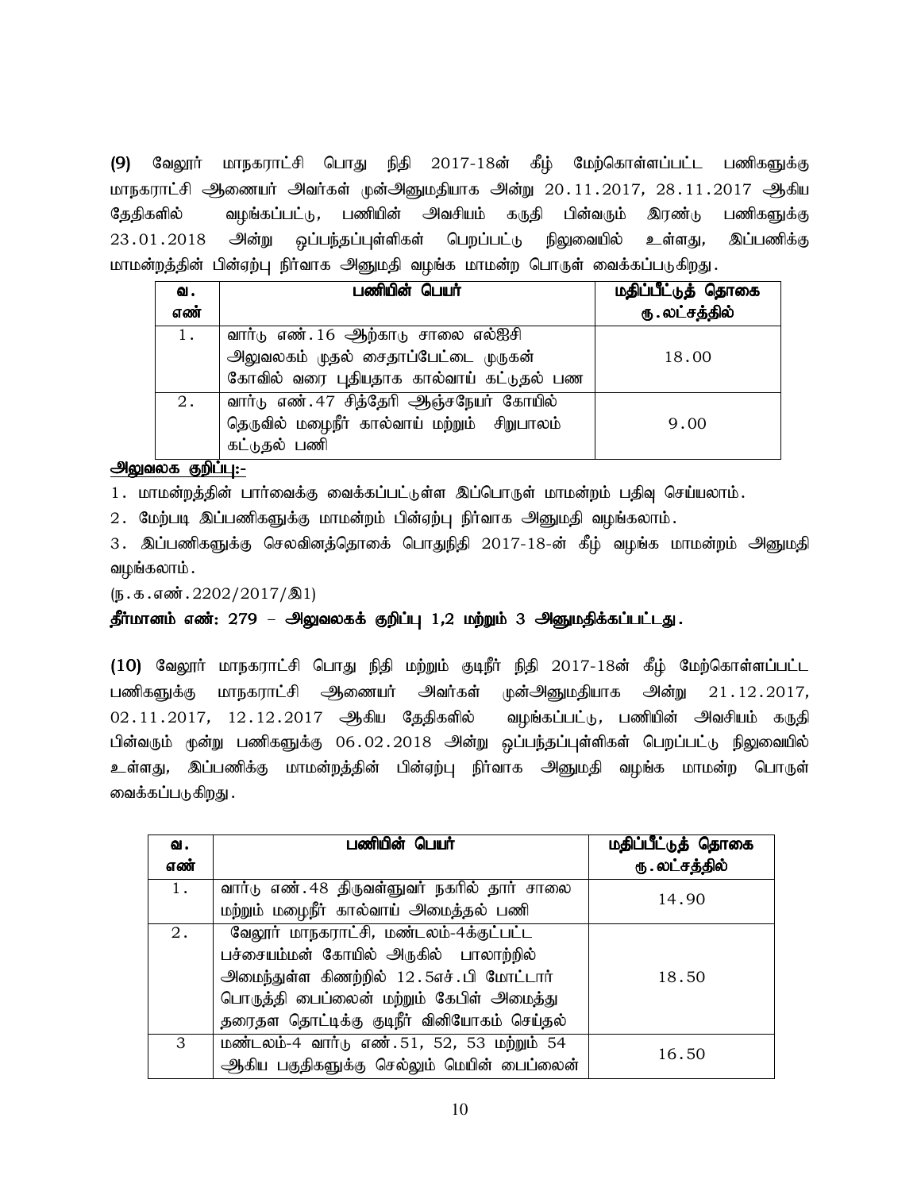**(9)** வேலூர் மாநகராட்சி பொது நிதி 2017-18ன் கீழ் மேற்கொள்ளப்பட்ட பணிகளுக்கு மாநகராட்சி ஆணையர் அவர்கள் முன்அனுமதியாக அன்று 20.11.2017, 28.11.2017 ஆகிய தேதிகளில் வழங்கப்பட்டு, பணியின் அவசியம் கருதி பின்வரும் இரண்டு பணிகளுக்கு 23.01.2018 அன்று ஒப்பந்தப்புள்ளிகள் பெறப்பட்டு நிலுவையில் உள்ளது, இப்பணிக்கு மாமன்றத்தின் பின்ஏற்பு நிர்வாக அனுமதி வழங்க மாமன்ற பொருள் வைக்கப்படுகிறது.

| வ. எண் | பணியின் பெயர் | மதிப்பீட்டுத் தொகை ரூ.லட்சத்தில் |
|---|---|---|
| 1. | வார்டு எண்.16 ஆற்காடு சாலை எல்ஐசி அலுவலகம் முதல் சைதாப்பேட்டை முருகன் கோவில் வரை புதியதாக கால்வாய் கட்டுதல் பண | 18.00 |
| 2. | வார்டு எண்.47 சித்தேரி ஆஞ்சநேயர் கோயில் தெருவில் மழைநீர் கால்வாய் மற்றும் சிறுபாலம் கட்டுதல் பணி | 9.00 |

**அலுவலக குறிப்பு:-**

1. மாமன்றத்தின் பார்வைக்கு வைக்கப்பட்டுள்ள இப்பொருள் மாமன்றம் பதிவு செய்யலாம்.

2. மேற்படி இப்பணிகளுக்கு மாமன்றம் பின்ஏற்பு நிர்வாக அனுமதி வழங்கலாம்.

3. இப்பணிகளுக்கு செலவினத்தொகை் பொதுநிதி 2017-18-ன் கீழ் வழங்க மாமன்றம் அனுமதி வழங்கலாம்.

(ந.க.எண்.2202/2017/இ1)

**தீர்மானம் எண்: 279 – அலுவலகக் குறிப்பு 1,2 மற்றும் 3 அனுமதிக்கப்பட்டது.**

**(10)** வேலூர் மாநகராட்சி பொது நிதி மற்றும் குடிநீர் நிதி 2017-18ன் கீழ் மேற்கொள்ளப்பட்ட பணிகளுக்கு மாநகராட்சி ஆணையர் அவர்கள் முன்அனுமதியாக அன்று 21.12.2017, 02.11.2017, 12.12.2017 ஆகிய தேதிகளில் வழங்கப்பட்டு, பணியின் அவசியம் கருதி பின்வரும் மூன்று பணிகளுக்கு 06.02.2018 அன்று ஒப்பந்தப்புள்ளிகள் பெறப்பட்டு நிலுவையில் உள்ளது, இப்பணிக்கு மாமன்றத்தின் பின்ஏற்பு நிர்வாக அனுமதி வழங்க மாமன்ற பொருள் வைக்கப்படுகிறது.

| வ. எண் | பணியின் பெயர் | மதிப்பீட்டுத் தொகை ரூ.லட்சத்தில் |
|---|---|---|
| 1. | வார்டு எண்.48 திருவள்ளுவர் நகரில் தார் சாலை மற்றும் மழைநீர் கால்வாய் அமைத்தல் பணி | 14.90 |
| 2. | வேலூர் மாநகராட்சி, மண்டலம்-4க்குட்பட்ட பச்சையம்மன் கோயில் அருகில் பாலாற்றில் அமைந்துள்ள கிணற்றில் 12.5எச்.பி மோட்டார் பொருத்தி பைப்லைன் மற்றும் கேபிள் அமைத்து தரைதள தொட்டிக்கு குடிநீர் வினியோகம் செய்தல் | 18.50 |
| 3 | மண்டலம்-4 வார்டு எண்.51, 52, 53 மற்றும் 54 ஆகிய பகுதிகளுக்கு செல்லும் மெயின் பைப்லைன் | 16.50 |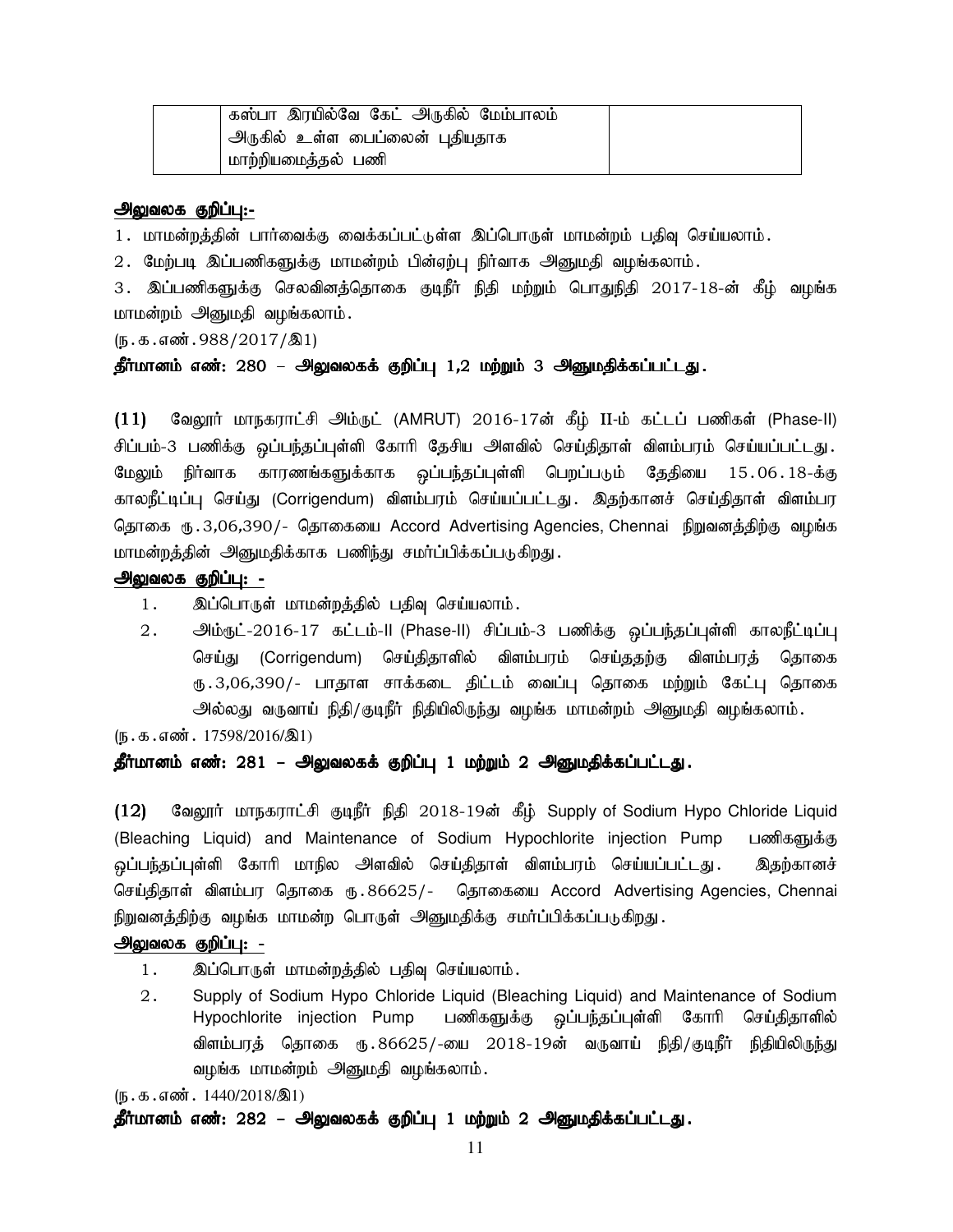| | கஸ்பா இரயில்வே கேட் அருகில் மேம்பாலம் அருகில் உள்ள பைப்லைன் புதியதாக மாற்றியமைத்தல் பணி | |
|---|---|---|

**அலுவலக குறிப்பு:-**

1. மாமன்றத்தின் பார்வைக்கு வைக்கப்பட்டுள்ள இப்பொருள் மாமன்றம் பதிவு செய்யலாம்.
2. மேற்படி இப்பணிகளுக்கு மாமன்றம் பின்ஏற்பு நிர்வாக அனுமதி வழங்கலாம்.
3. இப்பணிகளுக்கு செலவினத்தொகை குடிநீர் நிதி மற்றும் பொதுநிதி 2017-18-ன் கீழ் வழங்க மாமன்றம் அனுமதி வழங்கலாம்.

(ந.க.எண்.988/2017/இ1)

**தீர்மானம் எண்: 280 – அலுவலகக் குறிப்பு 1,2 மற்றும் 3 அனுமதிக்கப்பட்டது.**

**(11)** வேலூர் மாநகராட்சி அம்ருட் (AMRUT) 2016-17ன் கீழ் II-ம் கட்டப் பணிகள் (Phase-II) சிப்பம்-3 பணிக்கு ஒப்பந்தப்புள்ளி கோரி தேசிய அளவில் செய்தித்தாள் விளம்பரம் செய்யப்பட்டது. மேலும் நிர்வாக காரணங்களுக்காக ஒப்பந்தப்புள்ளி பெறப்படும் தேதியை 15.06.18-க்கு காலநீட்டிப்பு செய்து (Corrigendum) விளம்பரம் செய்யப்பட்டது. இதற்கானச் செய்தித்தாள் விளம்பர தொகை ரூ.3,06,390/- தொகையை Accord Advertising Agencies, Chennai நிறுவனத்திற்கு வழங்க மாமன்றத்தின் அனுமதிக்காக பணிந்து சமர்ப்பிக்கப்படுகிறது.

**அலுவலக குறிப்பு: -**

1. இப்பொருள் மாமன்றத்தில் பதிவு செய்யலாம்.
2. அம்ருட்-2016-17 கட்டம்-II (Phase-II) சிப்பம்-3 பணிக்கு ஒப்பந்தப்புள்ளி காலநீட்டிப்பு செய்து (Corrigendum) செய்தித்தாளில் விளம்பரம் செய்ததற்கு விளம்பரத் தொகை ரூ.3,06,390/- பாதாள சாக்கடை திட்டம் வைப்பு தொகை மற்றும் கேட்பு தொகை அல்லது வருவாய் நிதி/குடிநீர் நிதியிலிருந்து வழங்க மாமன்றம் அனுமதி வழங்கலாம்.

(ந.க.எண். 17598/2016/இ1)

**தீர்மானம் எண்: 281 – அலுவலகக் குறிப்பு 1 மற்றும் 2 அனுமதிக்கப்பட்டது.**

**(12)** வேலூர் மாநகராட்சி குடிநீர் நிதி 2018-19ன் கீழ் Supply of Sodium Hypo Chloride Liquid (Bleaching Liquid) and Maintenance of Sodium Hypochlorite injection Pump பணிகளுக்கு ஒப்பந்தப்புள்ளி கோரி மாநில அளவில் செய்தித்தாள் விளம்பரம் செய்யப்பட்டது. இதற்கானச் செய்தித்தாள் விளம்பர தொகை ரூ.86625/- தொகையை Accord Advertising Agencies, Chennai நிறுவனத்திற்கு வழங்க மாமன்ற பொருள் அனுமதிக்கு சமர்ப்பிக்கப்படுகிறது.

**அலுவலக குறிப்பு: -**

1. இப்பொருள் மாமன்றத்தில் பதிவு செய்யலாம்.
2. Supply of Sodium Hypo Chloride Liquid (Bleaching Liquid) and Maintenance of Sodium Hypochlorite injection Pump பணிகளுக்கு ஒப்பந்தப்புள்ளி கோரி செய்தித்தாளில் விளம்பரத் தொகை ரூ.86625/-யை 2018-19ன் வருவாய் நிதி/குடிநீர் நிதியிலிருந்து வழங்க மாமன்றம் அனுமதி வழங்கலாம்.

(ந.க.எண். 1440/2018/இ1)

**தீர்மானம் எண்: 282 – அலுவலகக் குறிப்பு 1 மற்றும் 2 அனுமதிக்கப்பட்டது.**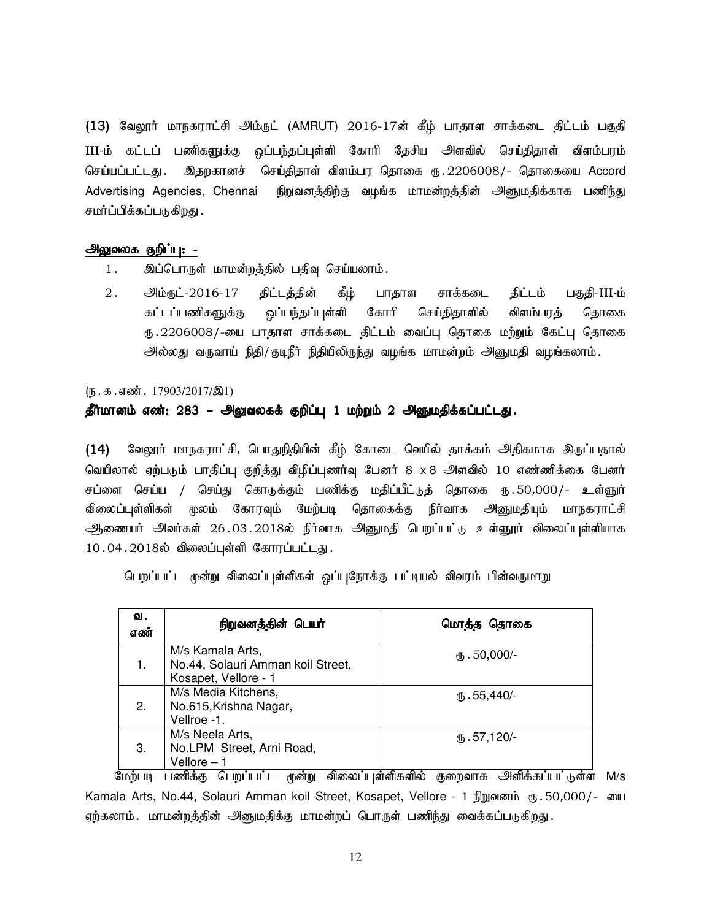**(13)** வேலூர் மாநகராட்சி அம்ருட் (AMRUT) 2016-17ன் கீழ் பாதாள சாக்கடை திட்டம் பகுதி III-ம் கட்டப் பணிகளுக்கு ஒப்பந்தப்புள்ளி கோரி தேசிய அளவில் செய்திதாள் விளம்பரம் செய்யப்பட்டது. இதறகானச் செய்திதாள் விளம்பர தொகை ரூ.2206008/- தொகையை Accord Advertising Agencies, Chennai நிறுவனத்திற்கு வழங்க மாமன்றத்தின் அனுமதிக்காக பணிந்து சமர்ப்பிக்கப்படுகிறது.

**அலுவலக குறிப்பு: -**

1. இப்பொருள் மாமன்றத்தில் பதிவு செய்யலாம்.
2. அம்ருட்-2016-17 திட்டத்தின் கீழ் பாதாள சாக்கடை திட்டம் பகுதி-III-ம் கட்டப்பணிகளுக்கு ஒப்பந்தப்புள்ளி கோரி செய்திதாளில் விளம்பரத் தொகை ரூ.2206008/-யை பாதாள சாக்கடை திட்டம் வைப்பு தொகை மற்றும் கேட்பு தொகை அல்லது வருவாய் நிதி/குடிநீர் நிதியிலிருந்து வழங்க மாமன்றம் அனுமதி வழங்கலாம்.

(ந.க.எண். 17903/2017/இ1)

**தீர்மானம் எண்: 283 – அலுவலகக் குறிப்பு 1 மற்றும் 2 அனுமதிக்கப்பட்டது.**

**(14)** வேலூர் மாநகராட்சி, பொதுநிதியின் கீழ் கோடை வெயில் தாக்கம் அதிகமாக இருப்பதால் வெயிலால் ஏற்படும் பாதிப்பு குறித்து விழிப்புணர்வு பேனர் 8 x 8 அளவில் 10 எண்ணிக்கை பேனர் சப்ளை செய்ய / செய்து கொடுக்கும் பணிக்கு மதிப்பீட்டுத் தொகை ரூ.50,000/- உள்ளூர் விலைப்புள்ளிகள் மூலம் கோரவும் மேற்படி தொகைக்கு நிர்வாக அனுமதியும் மாநகராட்சி ஆணையர் அவர்கள் 26.03.2018ல் நிர்வாக அனுமதி பெறப்பட்டு உள்ளூர் விலைப்புள்ளியாக 10.04.2018ல் விலைப்புள்ளி கோரப்பட்டது.

பெறப்பட்ட மூன்று விலைப்புள்ளிகள் ஒப்புநோக்கு பட்டியல் விவரம் பின்வருமாறு

| வ. எண் | நிறுவனத்தின் பெயர் | மொத்த தொகை |
|---|---|---|
| 1. | M/s Kamala Arts, No.44, Solauri Amman koil Street, Kosapet, Vellore - 1 | ரூ.50,000/- |
| 2. | M/s Media Kitchens, No.615,Krishna Nagar, Vellroe -1. | ரூ.55,440/- |
| 3. | M/s Neela Arts, No.LPM Street, Arni Road, Vellore – 1 | ரூ.57,120/- |

மேற்படி பணிக்கு பெறப்பட்ட மூன்று விலைப்புள்ளிகளில் குறைவாக அளிக்கப்பட்டுள்ள M/s Kamala Arts, No.44, Solauri Amman koil Street, Kosapet, Vellore - 1 நிறுவனம் ரூ.50,000/- யை ஏற்கலாம். மாமன்றத்தின் அனுமதிக்கு மாமன்றப் பொருள் பணிந்து வைக்கப்படுகிறது.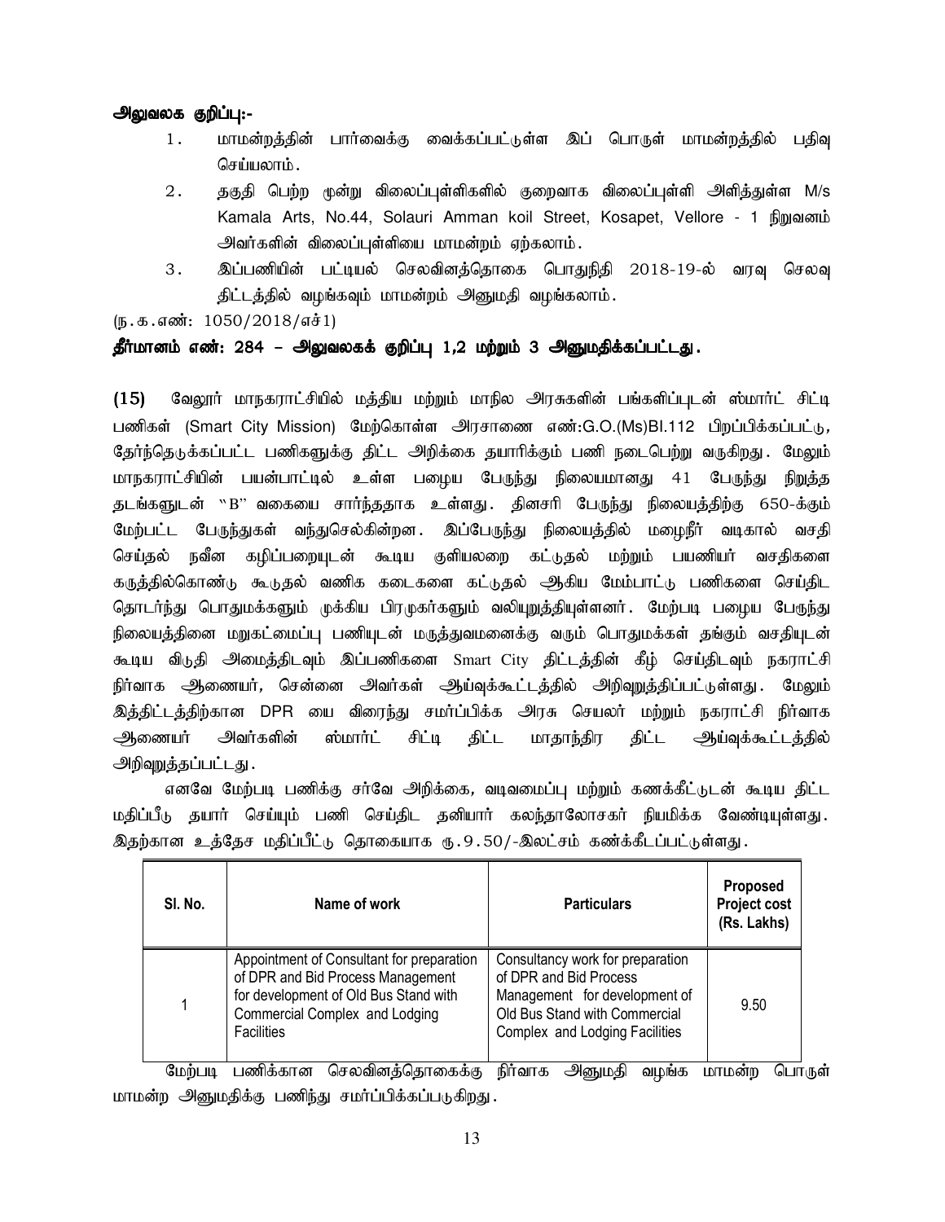**அலுவலக குறிப்பு:-**

1. மாமன்றத்தின் பார்வைக்கு வைக்கப்பட்டுள்ள இப் பொருள் மாமன்றத்தில் பதிவு செய்யலாம்.
2. தகுதி பெற்ற மூன்று விலைப்புள்ளிகளில் குறைவாக விலைப்புள்ளி அளித்துள்ள M/s Kamala Arts, No.44, Solauri Amman koil Street, Kosapet, Vellore - 1 நிறுவனம் அவர்களின் விலைப்புள்ளியை மாமன்றம் ஏற்கலாம்.
3. இப்பணியின் பட்டியல் செலவினத்தொகை பொதுநிதி 2018-19-ல் வரவு செலவு திட்டத்தில் வழங்கவும் மாமன்றம் அனுமதி வழங்கலாம்.

(ந.க.எண்: 1050/2018/எச்1)

**தீர்மானம் எண்: 284 – அலுவலகக் குறிப்பு 1,2 மற்றும் 3 அனுமதிக்கப்பட்டது.**

**(15)** வேலூர் மாநகராட்சியில் மத்திய மற்றும் மாநில அரசுகளின் பங்களிப்புடன் ஸ்மார்ட் சிட்டி பணிகள் (Smart City Mission) மேற்கொள்ள அரசாணை எண்:G.O.(Ms)Bl.112 பிறப்பிக்கப்பட்டு, தேர்ந்தெடுக்கப்பட்ட பணிகளுக்கு திட்ட அறிக்கை தயாரிக்கும் பணி நடைபெற்று வருகிறது. மேலும் மாநகராட்சியின் பயன்பாட்டில் உள்ள பழைய பேருந்து நிலையமானது 41 பேருந்து நிறுத்த தடங்களுடன் "B" வகையை சார்ந்ததாக உள்ளது. தினசரி பேருந்து நிலையத்திற்கு 650-க்கும் மேற்பட்ட பேருந்துகள் வந்துசெல்கின்றன. இப்பேருந்து நிலையத்தில் மழைநீர் வடிகால் வசதி செய்தல் நவீன கழிப்பறையுடன் கூடிய குளியலறை கட்டுதல் மற்றும் பயணியர் வசதிகளை கருத்தில்கொண்டு கூடுதல் வணிக கடைகளை கட்டுதல் ஆகிய மேம்பாட்டு பணிகளை செய்திட தொடர்ந்து பொதுமக்களும் முக்கிய பிரமுகர்களும் வலியுறுத்தியுள்ளனர். மேற்படி பழைய பேருந்து நிலையத்தினை மறுகட்டமைப்பு பணியுடன் மருத்துவமனைக்கு வரும் பொதுமக்கள் தங்கும் வசதியுடன் கூடிய விடுதி அமைத்திடவும் இப்பணிகளை Smart City திட்டத்தின் கீழ் செய்திடவும் நகராட்சி நிர்வாக ஆணையர், சென்னை அவர்கள் ஆய்வுக்கூட்டத்தில் அறிவுறுத்திப்பட்டுள்ளது. மேலும் இத்திட்டத்திற்கான DPR யை விரைந்து சமர்ப்பிக்க அரசு செயலர் மற்றும் நகராட்சி நிர்வாக ஆணையர் அவர்களின் ஸ்மார்ட் சிட்டி திட்ட மாதாந்திர திட்ட ஆய்வுக்கூட்டத்தில் அறிவுறுத்தப்பட்டது.

எனவே மேற்படி பணிக்கு சர்வே அறிக்கை, வடிவமைப்பு மற்றும் கணக்கீட்டுடன் கூடிய திட்ட மதிப்பீடு தயார் செய்யும் பணி செய்திட தனியார் கலந்தாலோசகர் நியமிக்க வேண்டியுள்ளது. இதற்கான உத்தேச மதிப்பீட்டு தொகையாக ரு.9.50/-இலட்சம் கணக்கீடப்பட்டுள்ளது.

| Sl. No. | Name of work | Particulars | Proposed Project cost (Rs. Lakhs) |
|---|---|---|---|
| 1 | Appointment of Consultant for preparation of DPR and Bid Process Management for development of Old Bus Stand with Commercial Complex and Lodging Facilities | Consultancy work for preparation of DPR and Bid Process Management for development of Old Bus Stand with Commercial Complex and Lodging Facilities | 9.50 |

மேற்படி பணிக்கான செலவினத்தொகைக்கு நிர்வாக அனுமதி வழங்க மாமன்ற பொருள் மாமன்ற அனுமதிக்கு பணிந்து சமர்ப்பிக்கப்படுகிறது.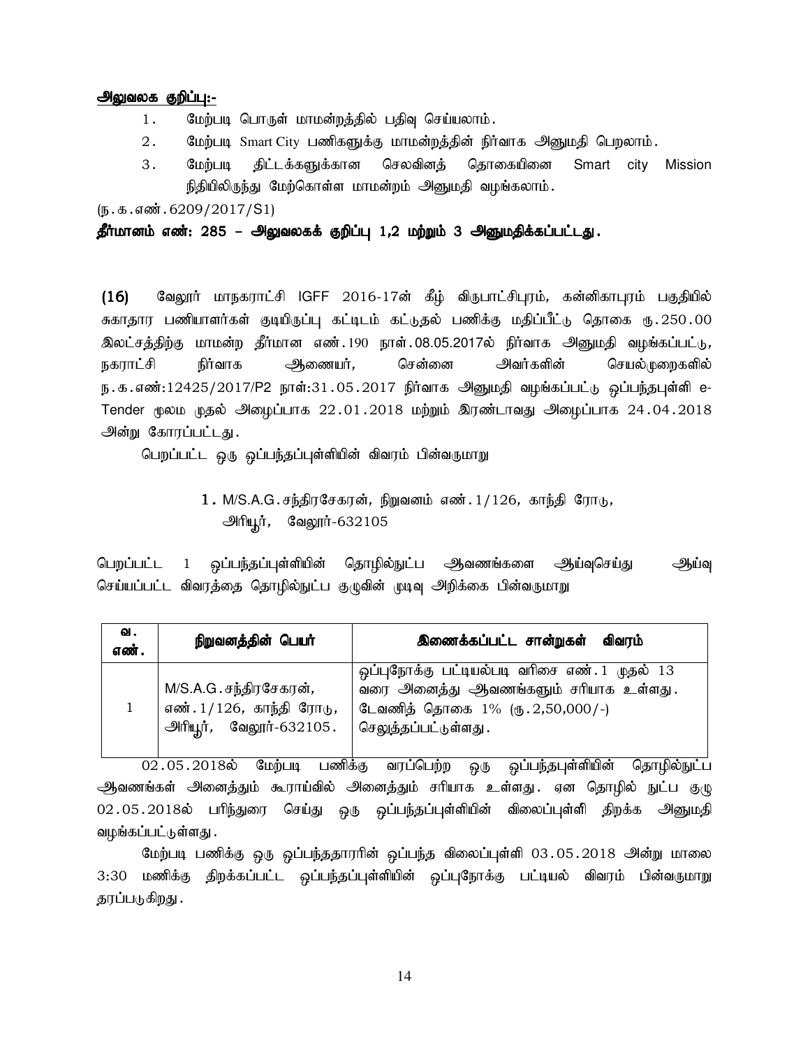**<u>அலுவலக குறிப்பு:-</u>**

1. மேற்படி பொருள் மாமன்றத்தில் பதிவு செய்யலாம்.
2. மேற்படி Smart City பணிகளுக்கு மாமன்றத்தின் நிர்வாக அனுமதி பெறலாம்.
3. மேற்படி திட்டக்களுக்கான செலவினத் தொகையினை Smart city Mission நிதியிலிருந்து மேற்கொள்ள மாமன்றம் அனுமதி வழங்கலாம்.

(ந.க.எண்.6209/2017/S1)

**தீர்மானம் எண்: 285 – அலுவலகக் குறிப்பு 1,2 மற்றும் 3 அனுமதிக்கப்பட்டது.**

**(16)** வேலூர் மாநகராட்சி IGFF 2016-17ன் கீழ் விருபாட்சிபுரம், கன்னிகாபுரம் பகுதியில் சுகாதார பணியாளர்கள் குடியிருப்பு கட்டிடம் கட்டுதல் பணிக்கு மதிப்பீட்டு தொகை ரூ.250.00 இலட்சத்திற்கு மாமன்ற தீர்மான எண்.190 நாள்.08.05.2017ல் நிர்வாக அனுமதி வழங்கப்பட்டு, நகராட்சி நிர்வாக ஆணையர், சென்னை அவர்களின் செயல்முறைகளில் ந.க.எண்:12425/2017/P2 நாள்:31.05.2017 நிர்வாக அனுமதி வழங்கப்பட்டு ஒப்பந்தப்புள்ளி e-Tender மூலம் முதல் அழைப்பாக 22.01.2018 மற்றும் இரண்டாவது அழைப்பாக 24.04.2018 அன்று கோரப்பட்டது.

பெறப்பட்ட ஒரு ஒப்பந்தப்புள்ளியின் விவரம் பின்வருமாறு

1. M/S.A.G.சந்திரசேகரன், நிறுவனம் எண்.1/126, காந்தி ரோடு, அரியூர், வேலூர்-632105

பெறப்பட்ட 1 ஒப்பந்தப்புள்ளியின் தொழில்நுட்ப ஆவணங்களை ஆய்வுசெய்து ஆய்வு செய்யப்பட்ட விவரத்தை தொழில்நுட்ப குழுவின் முடிவு அறிக்கை பின்வருமாறு

| வ. எண். | நிறுவனத்தின் பெயர் | இணைக்கப்பட்ட சான்றுகள் விவரம் |
|---|---|---|
| 1 | M/S.A.G.சந்திரசேகரன், எண்.1/126, காந்தி ரோடு, அரியூர், வேலூர்-632105. | ஒப்புநோக்கு பட்டியல்படி வரிசை எண்.1 முதல் 13 வரை அனைத்து ஆவணங்களும் சரியாக உள்ளது. டேவணித் தொகை 1% (ரூ.2,50,000/-) செலுத்தப்பட்டுள்ளது. |

02.05.2018ல் மேற்படி பணிக்கு வரப்பெற்ற ஒரு ஒப்பந்தபுள்ளியின் தொழில்நுட்ப ஆவணங்கள் அனைத்தும் கூராய்வில் அனைத்தும் சரியாக உள்ளது. ஏன தொழில் நுட்ப குழு 02.05.2018ல் பரிந்துரை செய்து ஒரு ஒப்பந்தப்புள்ளியின் விலைப்புள்ளி திறக்க அனுமதி வழங்கப்பட்டுள்ளது.

மேற்படி பணிக்கு ஒரு ஒப்பந்ததாரரின் ஒப்பந்த விலைப்புள்ளி 03.05.2018 அன்று மாலை 3:30 மணிக்கு திறக்கப்பட்ட ஒப்பந்தப்புள்ளியின் ஒப்புநோக்கு பட்டியல் விவரம் பின்வருமாறு தரப்படுகிறது.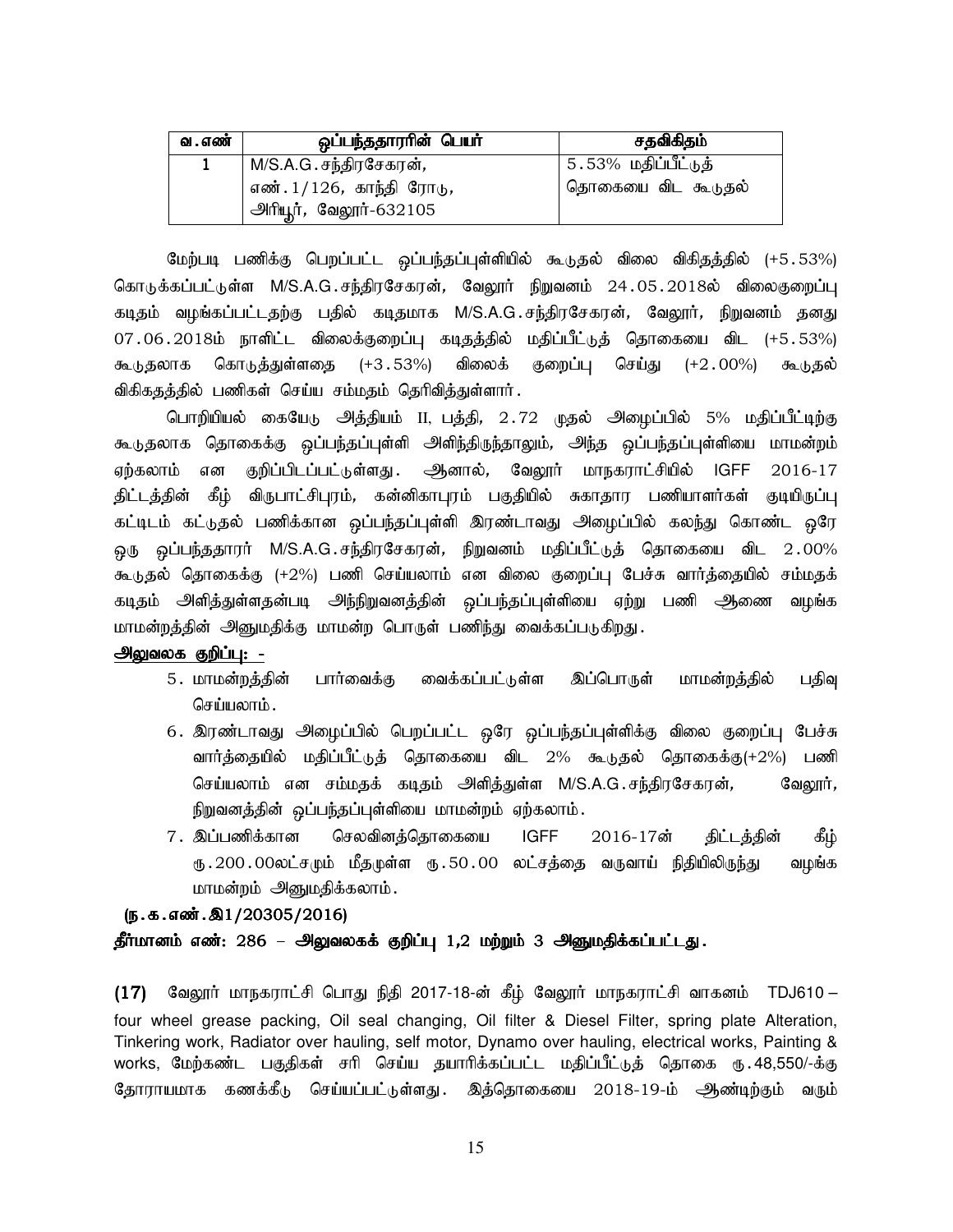| வ.எண் | ஒப்பந்ததாரரின் பெயர் | சதவிகிதம் |
|---|---|---|
| 1 | M/S.A.G.சந்திரசேகரன், எண்.1/126, காந்தி ரோடு, அரியூர், வேலூர்-632105 | 5.53% மதிப்பீட்டுத் தொகையை விட கூடுதல் |

மேற்படி பணிக்கு பெறப்பட்ட ஒப்பந்தப்புள்ளியில் கூடுதல் விலை விகிதத்தில் (+5.53%) கொடுக்கப்பட்டுள்ள M/S.A.G.சந்திரசேகரன், வேலூர் நிறுவனம் 24.05.2018ல் விலைகுறைப்பு கடிதம் வழங்கப்பட்டதற்கு பதில் கடிதமாக M/S.A.G.சந்திரசேகரன், வேலூர், நிறுவனம் தனது 07.06.2018ம் நாளிட்ட விலைக்குறைப்பு கடிதத்தில் மதிப்பீட்டுத் தொகையை விட (+5.53%) கூடுதலாக கொடுத்துள்ளதை (+3.53%) விலைக் குறைப்பு செய்து (+2.00%) கூடுதல் விகிதத்தில் பணிகள் செய்ய சம்மதம் தெரிவித்துள்ளார்.

பொறியியல் கையேடு அத்தியம் II, பத்தி, 2.72 முதல் அழைப்பில் 5% மதிப்பீட்டிற்கு கூடுதலாக தொகைக்கு ஒப்பந்தப்புள்ளி அளிந்திருந்தாலும், அந்த ஒப்பந்தப்புள்ளியை மாமன்றம் ஏற்கலாம் என குறிப்பிடப்பட்டுள்ளது. ஆனால், வேலூர் மாநகராட்சியில் IGFF 2016-17 திட்டத்தின் கீழ் விருபாட்சிபுரம், கன்னிகாபுரம் பகுதியில் சுகாதார பணியாளர்கள் குடியிருப்பு கட்டிடம் கட்டுதல் பணிக்கான ஒப்பந்தப்புள்ளி இரண்டாவது அழைப்பில் கலந்து கொண்ட ஒரே ஒரு ஒப்பந்ததாரர் M/S.A.G.சந்திரசேகரன், நிறுவனம் மதிப்பீட்டுத் தொகையை விட 2.00% கூடுதல் தொகைக்கு (+2%) பணி செய்யலாம் என விலை குறைப்பு பேச்சு வார்த்தையில் சம்மதக் கடிதம் அளித்துள்ளதன்படி அந்நிறுவனத்தின் ஒப்பந்தப்புள்ளியை ஏற்று பணி ஆணை வழங்க மாமன்றத்தின் அனுமதிக்கு மாமன்ற பொருள் பணிந்து வைக்கப்படுகிறது.

**அலுவலக குறிப்பு: -**

5. மாமன்றத்தின் பார்வைக்கு வைக்கப்பட்டுள்ள இப்பொருள் மாமன்றத்தில் பதிவு செய்யலாம்.
6. இரண்டாவது அழைப்பில் பெறப்பட்ட ஒரே ஒப்பந்தப்புள்ளிக்கு விலை குறைப்பு பேச்சு வார்த்தையில் மதிப்பீட்டுத் தொகையை விட 2% கூடுதல் தொகைக்கு(+2%) பணி செய்யலாம் என சம்மதக் கடிதம் அளித்துள்ள M/S.A.G.சந்திரசேகரன், வேலூர், நிறுவனத்தின் ஒப்பந்தப்புள்ளியை மாமன்றம் ஏற்கலாம்.
7. இப்பணிக்கான செலவினத்தொகையை IGFF 2016-17ன் திட்டத்தின் கீழ் ரு.200.00லட்சமும் மீதமுள்ள ரு.50.00 லட்சத்தை வருவாய் நிதியிலிருந்து வழங்க மாமன்றம் அனுமதிக்கலாம்.

**(ந.க.எண்.இ1/20305/2016)**

**தீர்மானம் எண்: 286 – அலுவலகக் குறிப்பு 1,2 மற்றும் 3 அனுமதிக்கப்பட்டது.**

**(17)** வேலூர் மாநகராட்சி பொது நிதி 2017-18-ன் கீழ் வேலூர் மாநகராட்சி வாகனம் TDJ610 – four wheel grease packing, Oil seal changing, Oil filter & Diesel Filter, spring plate Alteration, Tinkering work, Radiator over hauling, self motor, Dynamo over hauling, electrical works, Painting & works, மேற்கண்ட பகுதிகள் சரி செய்ய தயாரிக்கப்பட்ட மதிப்பீட்டுத் தொகை ரு.48,550/-க்கு தோராயமாக கணக்கீடு செய்யப்பட்டுள்ளது. இத்தொகையை 2018-19-ம் ஆண்டிற்கும் வரும்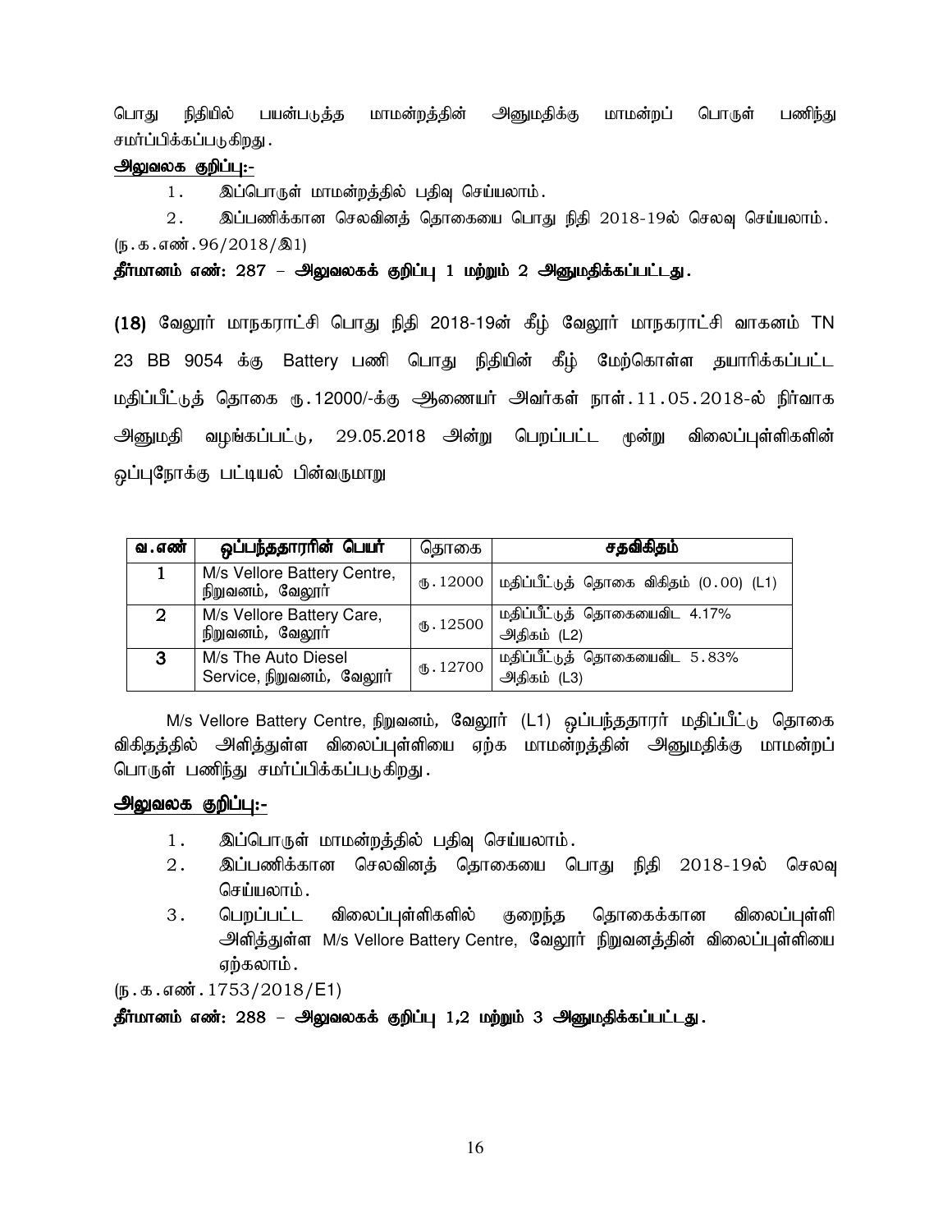பொது நிதியில் பயன்படுத்த மாமன்றத்தின் அனுமதிக்கு மாமன்றப் பொருள் பணிந்து சமர்ப்பிக்கப்படுகிறது.

**அலுவலக குறிப்பு:-**

1. இப்பொருள் மாமன்றத்தில் பதிவு செய்யலாம்.

2. இப்பணிக்கான செலவினத் தொகையை பொது நிதி 2018-19ல் செலவு செய்யலாம்.

(ந.க.எண்.96/2018/இ1)

**தீர்மானம் எண்: 287 – அலுவலகக் குறிப்பு 1 மற்றும் 2 அனுமதிக்கப்பட்டது.**

**(18)** வேலூர் மாநகராட்சி பொது நிதி 2018-19ன் கீழ் வேலூர் மாநகராட்சி வாகனம் TN 23 BB 9054 க்கு Battery பணி பொது நிதியின் கீழ் மேற்கொள்ள தயாரிக்கப்பட்ட மதிப்பீட்டுத் தொகை ரூ.12000/-க்கு ஆணையர் அவர்கள் நாள்.11.05.2018-ல் நிர்வாக அனுமதி வழங்கப்பட்டு, 29.05.2018 அன்று பெறப்பட்ட மூன்று விலைப்புள்ளிகளின் ஒப்புநோக்கு பட்டியல் பின்வருமாறு

| வ.எண் | ஒப்பந்ததாரரின் பெயர் | தொகை | சதவிகிதம் |
|---|---|---|---|
| 1 | M/s Vellore Battery Centre, நிறுவனம், வேலூர் | ரூ.12000 | மதிப்பீட்டுத் தொகை விகிதம் (0.00) (L1) |
| 2 | M/s Vellore Battery Care, நிறுவனம், வேலூர் | ரூ.12500 | மதிப்பீட்டுத் தொகையைவிட 4.17% அதிகம் (L2) |
| 3 | M/s The Auto Diesel Service, நிறுவனம், வேலூர் | ரூ.12700 | மதிப்பீட்டுத் தொகையைவிட 5.83% அதிகம் (L3) |

M/s Vellore Battery Centre, நிறுவனம், வேலூர் (L1) ஒப்பந்ததாரர் மதிப்பீட்டு தொகை விகிதத்தில் அளித்துள்ள விலைப்புள்ளியை ஏற்க மாமன்றத்தின் அனுமதிக்கு மாமன்றப் பொருள் பணிந்து சமர்ப்பிக்கப்படுகிறது.

**அலுவலக குறிப்பு:-**

1. இப்பொருள் மாமன்றத்தில் பதிவு செய்யலாம்.
2. இப்பணிக்கான செலவினத் தொகையை பொது நிதி 2018-19ல் செலவு செய்யலாம்.
3. பெறப்பட்ட விலைப்புள்ளிகளில் குறைந்த தொகைக்கான விலைப்புள்ளி அளித்துள்ள M/s Vellore Battery Centre, வேலூர் நிறுவனத்தின் விலைப்புள்ளியை ஏற்கலாம்.

(ந.க.எண்.1753/2018/E1)

**தீர்மானம் எண்: 288 – அலுவலகக் குறிப்பு 1,2 மற்றும் 3 அனுமதிக்கப்பட்டது.**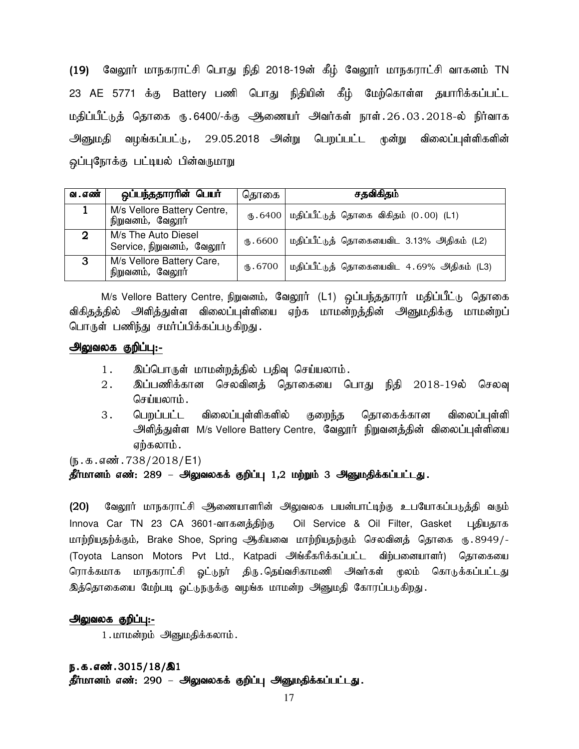**(19)** வேலூர் மாநகராட்சி பொது நிதி 2018-19ன் கீழ் வேலூர் மாநகராட்சி வாகனம் TN 23 AE 5771 க்கு Battery பணி பொது நிதியின் கீழ் மேற்கொள்ள தயாரிக்கப்பட்ட மதிப்பீட்டுத் தொகை ரு.6400/-க்கு ஆணையர் அவர்கள் நாள்.26.03.2018-ல் நிர்வாக அனுமதி வழங்கப்பட்டு, 29.05.2018 அன்று பெறப்பட்ட மூன்று விலைப்புள்ளிகளின் ஒப்புநோக்கு பட்டியல் பின்வருமாறு

| வ.எண் | ஒப்பந்ததாரரின் பெயர் | தொகை | சதவிகிதம் |
|---|---|---|---|
| 1 | M/s Vellore Battery Centre, நிறுவனம், வேலூர் | ரு.6400 | மதிப்பீட்டுத் தொகை விகிதம் (0.00) (L1) |
| 2 | M/s The Auto Diesel Service, நிறுவனம், வேலூர் | ரு.6600 | மதிப்பீட்டுத் தொகையைவிட 3.13% அதிகம் (L2) |
| 3 | M/s Vellore Battery Care, நிறுவனம், வேலூர் | ரு.6700 | மதிப்பீட்டுத் தொகையைவிட 4.69% அதிகம் (L3) |

M/s Vellore Battery Centre, நிறுவனம், வேலூர் (L1) ஒப்பந்ததாரர் மதிப்பீட்டு தொகை விகிதத்தில் அளித்துள்ள விலைப்புள்ளியை ஏற்க மாமன்றத்தின் அனுமதிக்கு மாமன்றப் பொருள் பணிந்து சமர்ப்பிக்கப்படுகிறது.

**அலுவலக குறிப்பு:-**

1. இப்பொருள் மாமன்றத்தில் பதிவு செய்யலாம்.
2. இப்பணிக்கான செலவினத் தொகையை பொது நிதி 2018-19ல் செலவு செய்யலாம்.
3. பெறப்பட்ட விலைப்புள்ளிகளில் குறைந்த தொகைக்கான விலைப்புள்ளி அளித்துள்ள M/s Vellore Battery Centre, வேலூர் நிறுவனத்தின் விலைப்புள்ளியை ஏற்கலாம்.

(ந.க.எண்.738/2018/E1)

**தீர்மானம் எண்: 289 – அலுவலகக் குறிப்பு 1,2 மற்றும் 3 அனுமதிக்கப்பட்டது.**

**(20)** வேலூர் மாநகராட்சி ஆணையாளரின் அலுவலக பயன்பாட்டிற்கு உபயோகப்படுத்தி வரும் Innova Car TN 23 CA 3601-வாகனத்திற்கு Oil Service & Oil Filter, Gasket புதியதாக மாற்றியதற்க்கும், Brake Shoe, Spring ஆகியவை மாற்றியதற்கும் செலவினத் தொகை ரு.8949/- (Toyota Lanson Motors Pvt Ltd., Katpadi அங்கீகரிக்கப்பட்ட விற்பனையாளர்) தொகையை ரொக்கமாக மாநகராட்சி ஓட்டுநர் திரு.தெய்வசிகாமணி அவர்கள் மூலம் கொடுக்கப்பட்டது இத்தொகையை மேற்படி ஓட்டுநருக்கு வழங்க மாமன்ற அனுமதி கோரப்படுகிறது.

**அலுவலக குறிப்பு:-**

1.மாமன்றம் அனுமதிக்கலாம்.

**ந.க.எண்.3015/18/இ1**

**தீர்மானம் எண்: 290 – அலுவலகக் குறிப்பு அனுமதிக்கப்பட்டது.**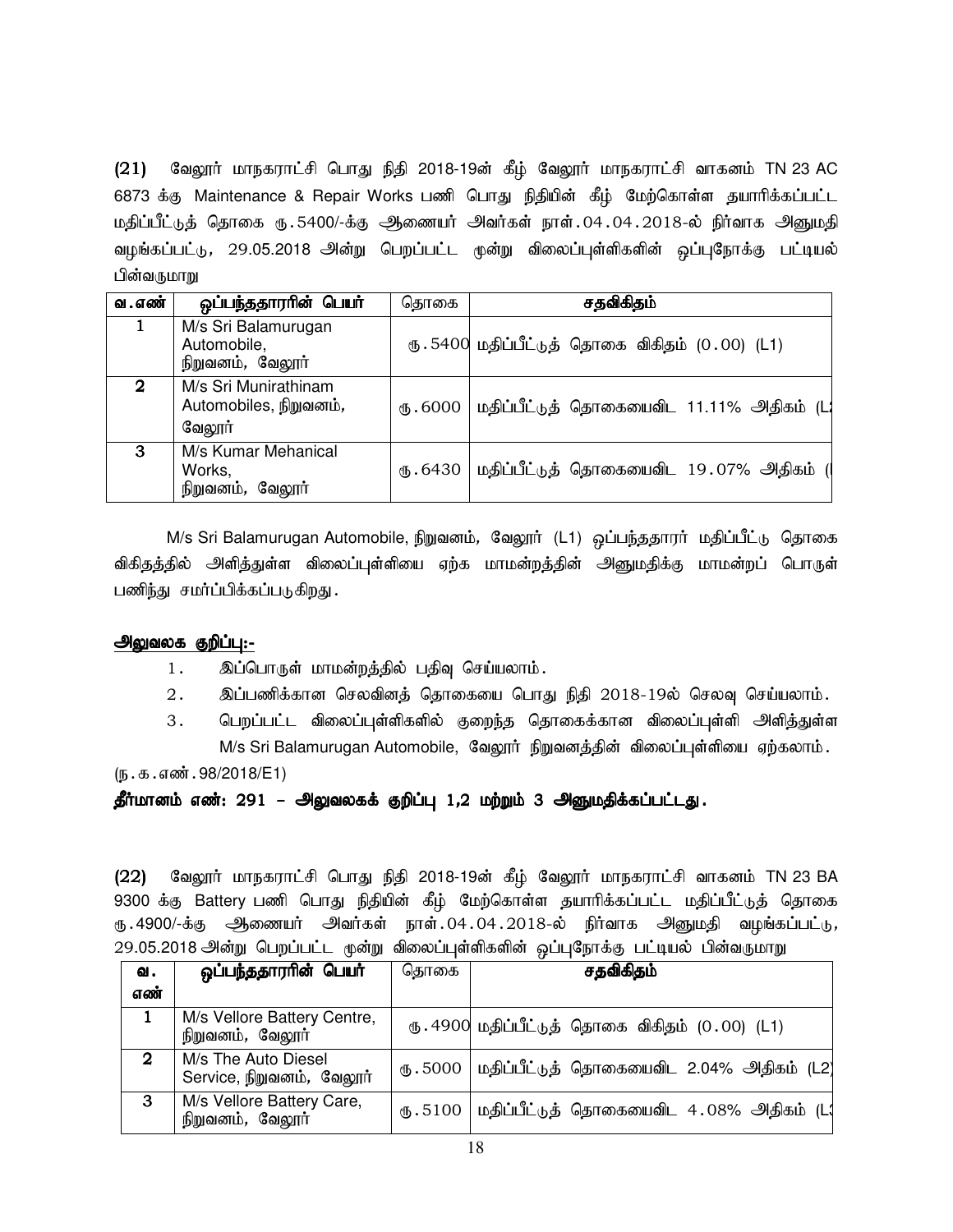(21) வேலூர் மாநகராட்சி பொது நிதி 2018-19ன் கீழ் வேலூர் மாநகராட்சி வாகனம் TN 23 AC 6873 க்கு Maintenance & Repair Works பணி பொது நிதியின் கீழ் மேற்கொள்ள தயாரிக்கப்பட்ட மதிப்பீட்டுத் தொகை ரூ.5400/-க்கு ஆணையர் அவர்கள் நாள்.04.04.2018-ல் நிர்வாக அனுமதி வழங்கப்பட்டு, 29.05.2018 அன்று பெறப்பட்ட மூன்று விலைப்புள்ளிகளின் ஒப்புநோக்கு பட்டியல் பின்வருமாறு

| வ.எண் | ஒப்பந்ததாரரின் பெயர் | தொகை | சதவிகிதம் |
|---|---|---|---|
| 1 | M/s Sri Balamurugan Automobile, நிறுவனம், வேலூர் | ரூ.5400 | மதிப்பீட்டுத் தொகை விகிதம் (0.00) (L1) |
| 2 | M/s Sri Munirathinam Automobiles, நிறுவனம், வேலூர் | ரூ.6000 | மதிப்பீட்டுத் தொகையைவிட 11.11% அதிகம் (L2 |
| 3 | M/s Kumar Mehanical Works, நிறுவனம், வேலூர் | ரூ.6430 | மதிப்பீட்டுத் தொகையைவிட 19.07% அதிகம் (L |

M/s Sri Balamurugan Automobile, நிறுவனம், வேலூர் (L1) ஒப்பந்ததாரர் மதிப்பீட்டு தொகை விகிதத்தில் அளித்துள்ள விலைப்புள்ளியை ஏற்க மாமன்றத்தின் அனுமதிக்கு மாமன்றப் பொருள் பணிந்து சமர்ப்பிக்கப்படுகிறது.

**அலுவலக குறிப்பு:-**

1. இப்பொருள் மாமன்றத்தில் பதிவு செய்யலாம்.
2. இப்பணிக்கான செலவினத் தொகையை பொது நிதி 2018-19ல் செலவு செய்யலாம்.
3. பெறப்பட்ட விலைப்புள்ளிகளில் குறைந்த தொகைக்கான விலைப்புள்ளி அளித்துள்ள M/s Sri Balamurugan Automobile, வேலூர் நிறுவனத்தின் விலைப்புள்ளியை ஏற்கலாம்.

(ந.க.எண்.98/2018/E1)

**தீர்மானம் எண்: 291 – அலுவலகக் குறிப்பு 1,2 மற்றும் 3 அனுமதிக்கப்பட்டது.**

(22) வேலூர் மாநகராட்சி பொது நிதி 2018-19ன் கீழ் வேலூர் மாநகராட்சி வாகனம் TN 23 BA 9300 க்கு Battery பணி பொது நிதியின் கீழ் மேற்கொள்ள தயாரிக்கப்பட்ட மதிப்பீட்டுத் தொகை ரூ.4900/-க்கு ஆணையர் அவர்கள் நாள்.04.04.2018-ல் நிர்வாக அனுமதி வழங்கப்பட்டு, 29.05.2018 அன்று பெறப்பட்ட மூன்று விலைப்புள்ளிகளின் ஒப்புநோக்கு பட்டியல் பின்வருமாறு

| வ. எண் | ஒப்பந்ததாரரின் பெயர் | தொகை | சதவிகிதம் |
|---|---|---|---|
| 1 | M/s Vellore Battery Centre, நிறுவனம், வேலூர் | ரூ.4900 | மதிப்பீட்டுத் தொகை விகிதம் (0.00) (L1) |
| 2 | M/s The Auto Diesel Service, நிறுவனம், வேலூர் | ரூ.5000 | மதிப்பீட்டுத் தொகையைவிட 2.04% அதிகம் (L2) |
| 3 | M/s Vellore Battery Care, நிறுவனம், வேலூர் | ரூ.5100 | மதிப்பீட்டுத் தொகையைவிட 4.08% அதிகம் (L3 |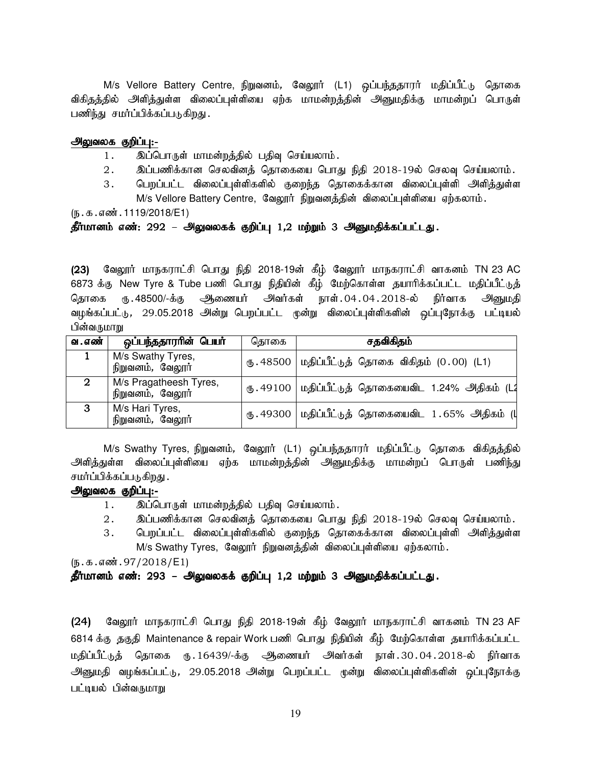M/s Vellore Battery Centre, நிறுவனம், வேலூர் (L1) ஒப்பந்ததாரர் மதிப்பீட்டு தொகை விகிதத்தில் அளித்துள்ள விலைப்புள்ளியை ஏற்க மாமன்றத்தின் அனுமதிக்கு மாமன்றப் பொருள் பணிந்து சமர்ப்பிக்கப்படுகிறது.

**அலுவலக குறிப்பு:-**

1. இப்பொருள் மாமன்றத்தில் பதிவு செய்யலாம்.
2. இப்பணிக்கான செலவினத் தொகையை பொது நிதி 2018-19ல் செலவு செய்யலாம்.
3. பெறப்பட்ட விலைப்புள்ளிகளில் குறைந்த தொகைக்கான விலைப்புள்ளி அளித்துள்ள M/s Vellore Battery Centre, வேலூர் நிறுவனத்தின் விலைப்புள்ளியை ஏற்கலாம்.

(ந.க.எண்.1119/2018/E1)

**தீர்மானம் எண்: 292 – அலுவலகக் குறிப்பு 1,2 மற்றும் 3 அனுமதிக்கப்பட்டது.**

**(23)** வேலூர் மாநகராட்சி பொது நிதி 2018-19ன் கீழ் வேலூர் மாநகராட்சி வாகனம் TN 23 AC 6873 க்கு New Tyre & Tube பணி பொது நிதியின் கீழ் மேற்கொள்ள தயாரிக்கப்பட்ட மதிப்பீட்டுத் தொகை ரூ.48500/-க்கு ஆணையர் அவர்கள் நாள்.04.04.2018-ல் நிர்வாக அனுமதி வழங்கப்பட்டு, 29.05.2018 அன்று பெறப்பட்ட மூன்று விலைப்புள்ளிகளின் ஒப்புநோக்கு பட்டியல் பின்வருமாறு

| வ.எண் | ஒப்பந்ததாரரின் பெயர் | தொகை | சதவிகிதம் |
|---|---|---|---|
| 1 | M/s Swathy Tyres, நிறுவனம், வேலூர் | ரூ.48500 | மதிப்பீட்டுத் தொகை விகிதம் (0.00) (L1) |
| 2 | M/s Pragatheesh Tyres, நிறுவனம், வேலூர் | ரூ.49100 | மதிப்பீட்டுத் தொகையைவிட 1.24% அதிகம் (L2 |
| 3 | M/s Hari Tyres, நிறுவனம், வேலூர் | ரூ.49300 | மதிப்பீட்டுத் தொகையைவிட 1.65% அதிகம் (L |

M/s Swathy Tyres, நிறுவனம், வேலூர் (L1) ஒப்பந்ததாரர் மதிப்பீட்டு தொகை விகிதத்தில் அளித்துள்ள விலைப்புள்ளியை ஏற்க மாமன்றத்தின் அனுமதிக்கு மாமன்றப் பொருள் பணிந்து சமர்ப்பிக்கப்படுகிறது.

**அலுவலக குறிப்பு:-**

1. இப்பொருள் மாமன்றத்தில் பதிவு செய்யலாம்.
2. இப்பணிக்கான செலவினத் தொகையை பொது நிதி 2018-19ல் செலவு செய்யலாம்.
3. பெறப்பட்ட விலைப்புள்ளிகளில் குறைந்த தொகைக்கான விலைப்புள்ளி அளித்துள்ள M/s Swathy Tyres, வேலூர் நிறுவனத்தின் விலைப்புள்ளியை ஏற்கலாம்.

(ந.க.எண்.97/2018/E1)

**தீர்மானம் எண்: 293 – அலுவலகக் குறிப்பு 1,2 மற்றும் 3 அனுமதிக்கப்பட்டது.**

**(24)** வேலூர் மாநகராட்சி பொது நிதி 2018-19ன் கீழ் வேலூர் மாநகராட்சி வாகனம் TN 23 AF 6814 க்கு தகுதி Maintenance & repair Work பணி பொது நிதியின் கீழ் மேற்கொள்ள தயாரிக்கப்பட்ட மதிப்பீட்டுத் தொகை ரூ.16439/-க்கு ஆணையர் அவர்கள் நாள்.30.04.2018-ல் நிர்வாக அனுமதி வழங்கப்பட்டு, 29.05.2018 அன்று பெறப்பட்ட மூன்று விலைப்புள்ளிகளின் ஒப்புநோக்கு பட்டியல் பின்வருமாறு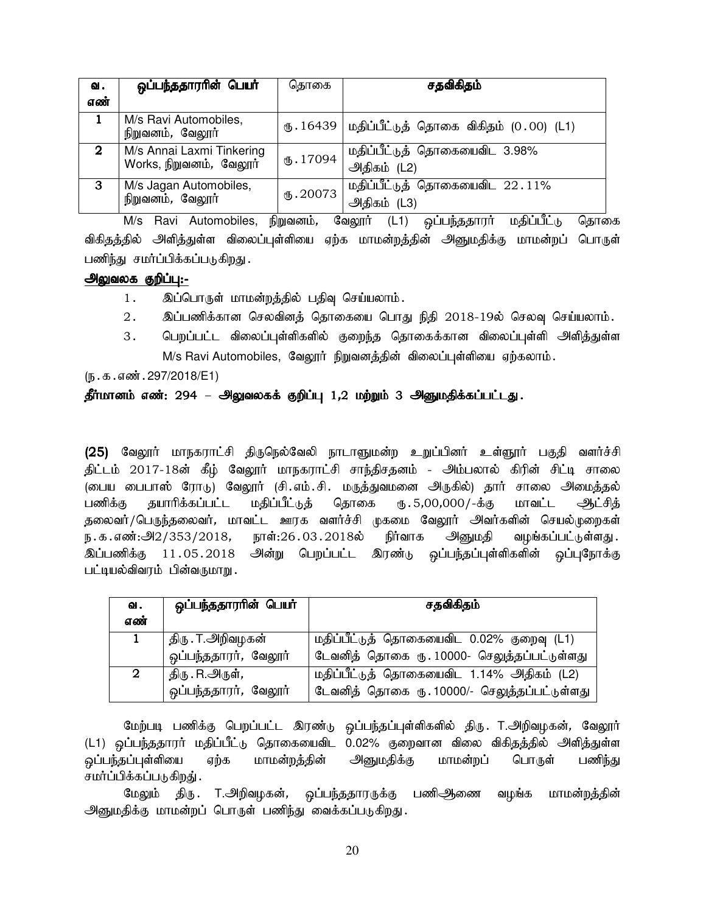| வ. எண் | ஒப்பந்ததாரரின் பெயர் | தொகை | சதவிகிதம் |
|---|---|---|---|
| 1 | M/s Ravi Automobiles, நிறுவனம், வேலூர் | ரூ.16439 | மதிப்பீட்டுத் தொகை விகிதம் (0.00) (L1) |
| 2 | M/s Annai Laxmi Tinkering Works, நிறுவனம், வேலூர் | ரூ.17094 | மதிப்பீட்டுத் தொகையைவிட 3.98% அதிகம் (L2) |
| 3 | M/s Jagan Automobiles, நிறுவனம், வேலூர் | ரூ.20073 | மதிப்பீட்டுத் தொகையைவிட 22.11% அதிகம் (L3) |

M/s Ravi Automobiles, நிறுவனம், வேலூர் (L1) ஒப்பந்ததாரர் மதிப்பீட்டு தொகை விகிதத்தில் அளித்துள்ள விலைப்புள்ளியை ஏற்க மாமன்றத்தின் அனுமதிக்கு மாமன்றப் பொருள் பணிந்து சமர்ப்பிக்கப்படுகிறது.

**அலுவலக குறிப்பு:-**

1. இப்பொருள் மாமன்றத்தில் பதிவு செய்யலாம்.
2. இப்பணிக்கான செலவினத் தொகையை பொது நிதி 2018-19ல் செலவு செய்யலாம்.
3. பெறப்பட்ட விலைப்புள்ளிகளில் குறைந்த தொகைக்கான விலைப்புள்ளி அளித்துள்ள M/s Ravi Automobiles, வேலூர் நிறுவனத்தின் விலைப்புள்ளியை ஏற்கலாம்.

(ந.க.எண்.297/2018/E1)

**தீர்மானம் எண்: 294 – அலுவலகக் குறிப்பு 1,2 மற்றும் 3 அனுமதிக்கப்பட்டது.**

**(25)** வேலூர் மாநகராட்சி திருநெல்வேலி நாடாளுமன்ற உறுப்பினர் உள்ளூர் பகுதி வளர்ச்சி திட்டம் 2017-18ன் கீழ் வேலூர் மாநகராட்சி சாந்திசதனம் - அம்பலால் கிரின் சிட்டி சாலை (பைய பைபாஸ் ரோடு) வேலூர் (சி.எம்.சி. மருத்துவமனை அருகில்) தார் சாலை அமைத்தல் பணிக்கு தயாரிக்கப்பட்ட மதிப்பீட்டுத் தொகை ரூ.5,00,000/-க்கு மாவட்ட ஆட்சித் தலைவர்/பெருந்தலைவர், மாவட்ட ஊரக வளர்ச்சி முகமை வேலூர் அவர்களின் செயல்முறைகள் ந.க.எண்:அ2/353/2018, நாள்:26.03.2018ல் நிர்வாக அனுமதி வழங்கப்பட்டுள்ளது. இப்பணிக்கு 11.05.2018 அன்று பெறப்பட்ட இரண்டு ஒப்பந்தப்புள்ளிகளின் ஒப்புநோக்கு பட்டியல்விவரம் பின்வருமாறு.

| வ. எண் | ஒப்பந்ததாரரின் பெயர் | சதவிகிதம் |
|---|---|---|
| 1 | திரு.T.அறிவழகன் ஒப்பந்ததாரர், வேலூர் | மதிப்பீட்டுத் தொகையைவிட 0.02% குறைவு (L1) டேவனித் தொகை ரூ.10000- செலுத்தப்பட்டுள்ளது |
| 2 | திரு.R.அருள், ஒப்பந்ததாரர், வேலூர் | மதிப்பீட்டுத் தொகையைவிட 1.14% அதிகம் (L2) டேவனித் தொகை ரூ.10000/- செலுத்தப்பட்டுள்ளது |

மேற்படி பணிக்கு பெறப்பட்ட இரண்டு ஒப்பந்தப்புள்ளிகளில் திரு. T.அறிவழகன், வேலூர் (L1) ஒப்பந்ததாரர் மதிப்பீட்டு தொகையைவிட 0.02% குறைவான விலை விகிதத்தில் அளித்துள்ள ஒப்பந்தப்புள்ளியை ஏற்க மாமன்றத்தின் அனுமதிக்கு மாமன்றப் பொருள் பணிந்து சமர்ப்பிக்கப்படுகிறது.

மேலும் திரு. T.அறிவழகன், ஒப்பந்ததாரருக்கு பணிஆணை வழங்க மாமன்றத்தின் அனுமதிக்கு மாமன்றப் பொருள் பணிந்து வைக்கப்படுகிறது.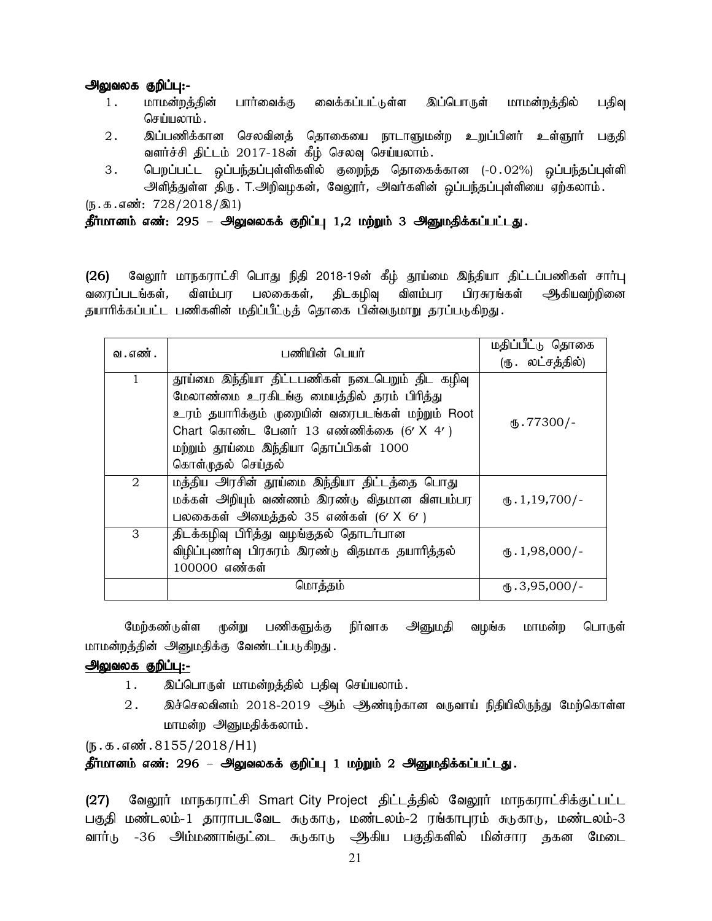**அலுவலக குறிப்பு:-**

1. மாமன்றத்தின் பார்வைக்கு வைக்கப்பட்டுள்ள இப்பொருள் மாமன்றத்தில் பதிவு செய்யலாம்.
2. இப்பணிக்கான செலவினத் தொகையை நாடாளுமன்ற உறுப்பினர் உள்ளூர் பகுதி வளர்ச்சி திட்டம் 2017-18ன் கீழ் செலவு செய்யலாம்.
3. பெறப்பட்ட ஒப்பந்தப்புள்ளிகளில் குறைந்த தொகைக்கான (-0.02%) ஒப்பந்தப்புள்ளி அளித்துள்ள திரு. T.அறிவழகன், வேலூர், அவர்களின் ஒப்பந்தப்புள்ளியை ஏற்கலாம்.

(ந.க.எண்: 728/2018/இ1)

**தீர்மானம் எண்: 295 – அலுவலகக் குறிப்பு 1,2 மற்றும் 3 அனுமதிக்கப்பட்டது.**

**(26)** வேலூர் மாநகராட்சி பொது நிதி 2018-19ன் கீழ் தூய்மை இந்தியா திட்டப்பணிகள் சார்பு வரைப்படங்கள், விளம்பர பலகைகள், திடகழிவு விளம்பர பிரசுரங்கள் ஆகியவற்றினை தயாரிக்கப்பட்ட பணிகளின் மதிப்பீட்டுத் தொகை பின்வருமாறு தரப்படுகிறது.

| வ.எண். | பணியின் பெயர் | மதிப்பீட்டு தொகை (ரு. லட்சத்தில்) |
|---|---|---|
| 1 | தூய்மை இந்தியா திட்டபணிகள் நடைபெறும் திட கழிவு மேலாண்மை உரகிடங்கு மையத்தில் தரம் பிரித்து உரம் தயாரிக்கும் முறையின் வரைபடங்கள் மற்றும் Root Chart கொண்ட பேனர் 13 எண்ணிக்கை (6′ X 4′) மற்றும் தூய்மை இந்தியா தொப்பிகள் 1000 கொள்முதல் செய்தல் | ரு.77300/- |
| 2 | மத்திய அரசின் தூய்மை இந்தியா திட்டத்தை பொது மக்கள் அறியும் வண்ணம் இரண்டு விதமான விளம்பர பலகைகள் அமைத்தல் 35 எண்கள் (6′ X 6′) | ரு.1,19,700/- |
| 3 | திடக்கழிவு பிரித்து வழங்குதல் தொடர்பான விழிப்புணர்வு பிரசுரம் இரண்டு விதமாக தயாரித்தல் 100000 எண்கள் | ரு.1,98,000/- |
| | மொத்தம் | ரு.3,95,000/- |

மேற்கண்டுள்ள மூன்று பணிகளுக்கு நிர்வாக அனுமதி வழங்க மாமன்ற பொருள் மாமன்றத்தின் அனுமதிக்கு வேண்டப்படுகிறது.

**அலுவலக குறிப்பு:-**

1. இப்பொருள் மாமன்றத்தில் பதிவு செய்யலாம்.
2. இச்செலவினம் 2018-2019 ஆம் ஆண்டிற்கான வருவாய் நிதியிலிருந்து மேற்கொள்ள மாமன்ற அனுமதிக்கலாம்.

(ந.க.எண்.8155/2018/H1)

**தீர்மானம் எண்: 296 – அலுவலகக் குறிப்பு 1 மற்றும் 2 அனுமதிக்கப்பட்டது.**

**(27)** வேலூர் மாநகராட்சி Smart City Project திட்டத்தில் வேலூர் மாநகராட்சிக்குட்பட்ட பகுதி மண்டலம்-1 தாராபடவேட சுடுகாடு, மண்டலம்-2 ரங்காபுரம் சுடுகாடு, மண்டலம்-3 வார்டு -36 அம்மணாங்குட்டை சுடுகாடு ஆகிய பகுதிகளில் மின்சார தகன மேடை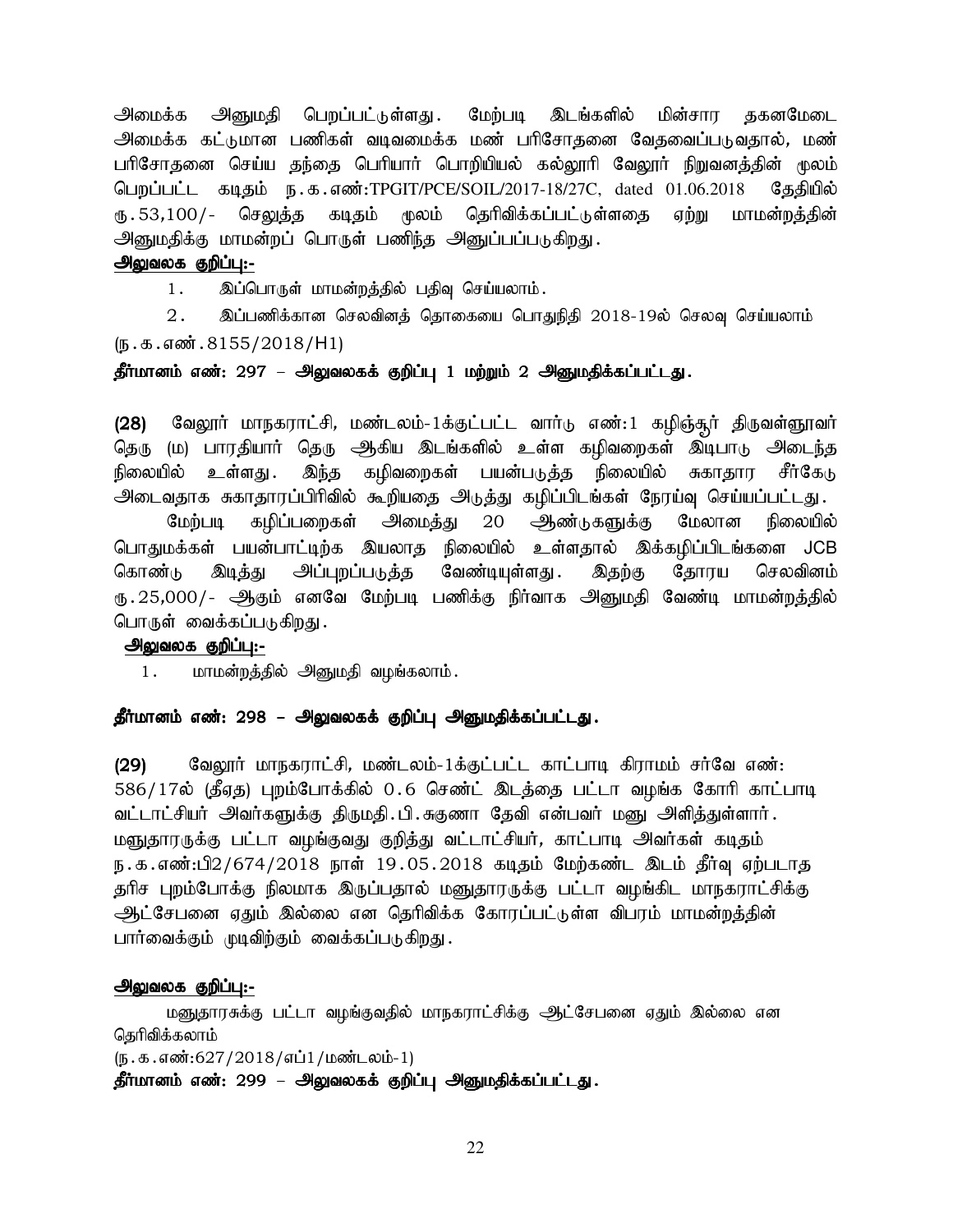அமைக்க அனுமதி பெறப்பட்டுள்ளது. மேற்படி இடங்களில் மின்சார தகனமேடை அமைக்க கட்டுமான பணிகள் வடிவமைக்க மண் பரிசோதனை வேதவைப்படுவதால், மண் பரிசோதனை செய்ய தந்தை பெரியார் பொறியியல் கல்லூரி வேலூர் நிறுவனத்தின் மூலம் பெறப்பட்ட கடிதம் ந.க.எண்:TPGIT/PCE/SOIL/2017-18/27C, dated 01.06.2018 தேதியில் ரூ.53,100/- செலுத்த கடிதம் மூலம் தெரிவிக்கப்பட்டுள்ளதை ஏற்று மாமன்றத்தின் அனுமதிக்கு மாமன்றப் பொருள் பணிந்த அனுப்பப்படுகிறது.

**அலுவலக குறிப்பு:-**

1. இப்பொருள் மாமன்றத்தில் பதிவு செய்யலாம்.

2. இப்பணிக்கான செலவினத் தொகையை பொதுநிதி 2018-19ல் செலவு செய்யலாம்

(ந.க.எண்.8155/2018/H1)

**தீர்மானம் எண்: 297 – அலுவலகக் குறிப்பு 1 மற்றும் 2 அனுமதிக்கப்பட்டது.**

**(28)** வேலூர் மாநகராட்சி, மண்டலம்-1க்குட்பட்ட வார்டு எண்:1 கழிஞ்சூர் திருவள்ளுவர் தெரு (ம) பாரதியார் தெரு ஆகிய இடங்களில் உள்ள கழிவறைகள் இடிபாடு அடைந்த நிலையில் உள்ளது. இந்த கழிவறைகள் பயன்படுத்த நிலையில் சுகாதார சீர்கேடு அடைவதாக சுகாதாரப்பிரிவில் கூறியதை அடுத்து கழிப்பிடங்கள் நேரய்வு செய்யப்பட்டது.

மேற்படி கழிப்பறைகள் அமைத்து 20 ஆண்டுகளுக்கு மேலான நிலையில் பொதுமக்கள் பயன்பாட்டிற்க இயலாத நிலையில் உள்ளதால் இக்கழிப்பிடங்களை JCB கொண்டு இடித்து அப்புறப்படுத்த வேண்டியுள்ளது. இதற்கு தோரய செலவினம் ரூ.25,000/- ஆகும் எனவே மேற்படி பணிக்கு நிர்வாக அனுமதி வேண்டி மாமன்றத்தில் பொருள் வைக்கப்படுகிறது.

**அலுவலக குறிப்பு:-**

1. மாமன்றத்தில் அனுமதி வழங்கலாம்.

**தீர்மானம் எண்: 298 – அலுவலகக் குறிப்பு அனுமதிக்கப்பட்டது.**

**(29)** வேலூர் மாநகராட்சி, மண்டலம்-1க்குட்பட்ட காட்பாடி கிராமம் சர்வே எண்: 586/17ல் (தீஏத) புறம்போக்கில் 0.6 செண்ட் இடத்தை பட்டா வழங்க கோரி காட்பாடி வட்டாட்சியர் அவர்களுக்கு திருமதி.பி.சுகுணா தேவி என்பவர் மனு அளித்துள்ளார். மனுதாரருக்கு பட்டா வழங்குவது குறித்து வட்டாட்சியர், காட்பாடி அவர்கள் கடிதம் ந.க.எண்:பி2/674/2018 நாள் 19.05.2018 கடிதம் மேற்கண்ட இடம் தீர்வு ஏற்படாத தரிச புறம்போக்கு நிலமாக இருப்பதால் மனுதாரருக்கு பட்டா வழங்கிட மாநகராட்சிக்கு ஆட்சேபனை ஏதும் இல்லை என தெரிவிக்க கோரப்பட்டுள்ள விபரம் மாமன்றத்தின் பார்வைக்கும் முடிவிற்கும் வைக்கப்படுகிறது.

**அலுவலக குறிப்பு:-**

மனுதாரசுக்கு பட்டா வழங்குவதில் மாநகராட்சிக்கு ஆட்சேபனை ஏதும் இல்லை என தெரிவிக்கலாம்

(ந.க.எண்:627/2018/எப்1/மண்டலம்-1)

**தீர்மானம் எண்: 299 – அலுவலகக் குறிப்பு அனுமதிக்கப்பட்டது.**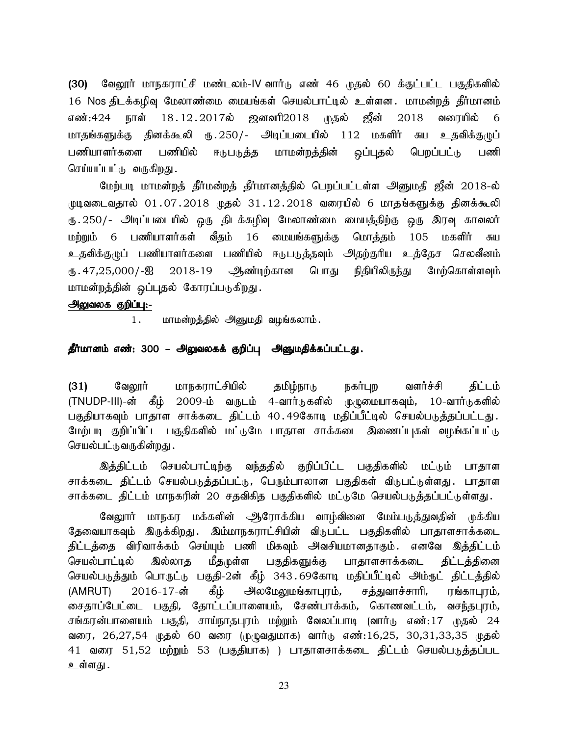**(30)** வேலூர் மாநகராட்சி மண்டலம்-IV வார்டு எண் 46 முதல் 60 க்குட்பட்ட பகுதிகளில் 16 Nos திடக்கழிவு மேலாண்மை மையங்கள் செயல்பாட்டில் உள்ளன. மாமன்றத் தீர்மானம் எண்:424 நாள் 18.12.2017ல் ஜனவரி2018 முதல் ஜீன் 2018 வரையில் 6 மாதங்களுக்கு தினக்கூலி ரூ.250/- அடிப்படையில் 112 மகளிர் சுய உதவிக்குழுப் பணியாளர்களை பணியில் ஈடுபடுத்த மாமன்றத்தின் ஒப்புதல் பெறப்பட்டு பணி செய்யப்பட்டு வருகிறது.

மேற்படி மாமன்றத் தீர்மன்றத் தீர்மானத்தில் பெறப்பட்டுள்ள அனுமதி ஜீன் 2018-ல் முடிவடைவதால் 01.07.2018 முதல் 31.12.2018 வரையில் 6 மாதங்களுக்கு தினக்கூலி ரூ.250/- அடிப்படையில் ஒரு திடக்கழிவு மேலாண்மை மையத்திற்கு ஒரு இரவு காவலர் மற்றும் 6 பணியாளர்கள் வீதம் 16 மையங்களுக்கு மொத்தம் 105 மகளிர் சுய உதவிக்குழுப் பணியாளர்களை பணியில் ஈடுபடுத்தவும் அதற்குரிய உத்தேச செலவீனம் ரூ.47,25,000/-ஐ 2018-19 ஆண்டிற்கான பொது நிதியிலிருந்து மேற்கொள்ளவும் மாமன்றத்தின் ஒப்புதல் கோரப்படுகிறது.

**அலுவலக குறிப்பு:-**

1. மாமன்றத்தில் அனுமதி வழங்கலாம்.

**தீர்மானம் எண்: 300 – அலுவலகக் குறிப்பு அனுமதிக்கப்பட்டது.**

**(31)** வேலூர் மாநகராட்சியில் தமிழ்நாடு நகர்புற வளர்ச்சி திட்டம் (TNUDP-III)-ன் கீழ் 2009-ம் வருடம் 4-வார்டுகளில் முழுமையாகவும், 10-வார்டுகளில் பகுதியாகவும் பாதாள சாக்கடை திட்டம் 40.49கோடி மதிப்பீட்டில் செயல்படுத்தப்பட்டது. மேற்படி குறிப்பிட்ட பகுதிகளில் மட்டுமே பாதாள சாக்கடை இணைப்புகள் வழங்கப்பட்டு செயல்பட்டுவருகின்றது.

இத்திட்டம் செயல்பாட்டிற்கு வந்ததில் குறிப்பிட்ட பகுதிகளில் மட்டும் பாதாள சாக்கடை திட்டம் செயல்படுத்தப்பட்டு, பெரும்பாலான பகுதிகள் விடுபட்டுள்ளது. பாதாள சாக்கடை திட்டம் மாநகரின் 20 சதவிகித பகுதிகளில் மட்டுமே செயல்படுத்தப்பட்டுள்ளது.

வேலூர் மாநகர மக்களின் ஆரோக்கிய வாழ்வினை மேம்படுத்துவதின் முக்கிய தேவையாகவும் இருக்கிறது. இம்மாநகராட்சியின் விடுபட்ட பகுதிகளில் பாதாளசாக்கடை திட்டத்தை விரிவாக்கம் செய்யும் பணி மிகவும் அவசியமானதாகும். எனவே இத்திட்டம் செயல்பாட்டில் இல்லாத மீதமுள்ள பகுதிகளுக்கு பாதாளசாக்கடை திட்டத்தினை செயல்படுத்தும் பொருட்டு பகுதி-2ன் கீழ் 343.69கோடி மதிப்பீட்டில் அம்ருட் திட்டத்தில் (AMRUT) 2016-17-ன் கீழ் அலமேலுமங்காபுரம், சத்துவாச்சாரி, ரங்காபுரம், சைதாப்பேட்டை பகுதி, தோட்டப்பாளையம், சேண்பாக்கம், கொணவட்டம், வசந்தபுரம், சங்கரன்பாளையம் பகுதி, சாய்நாதபுரம் மற்றும் வேலப்பாடி (வார்டு எண்:17 முதல் 24 வரை, 26,27,54 முதல் 60 வரை (முழுவதுமாக) வார்டு எண்:16,25, 30,31,33,35 முதல் 41 வரை 51,52 மற்றும் 53 (பகுதியாக) ) பாதாளசாக்கடை திட்டம் செயல்படுத்தப்பட உள்ளது.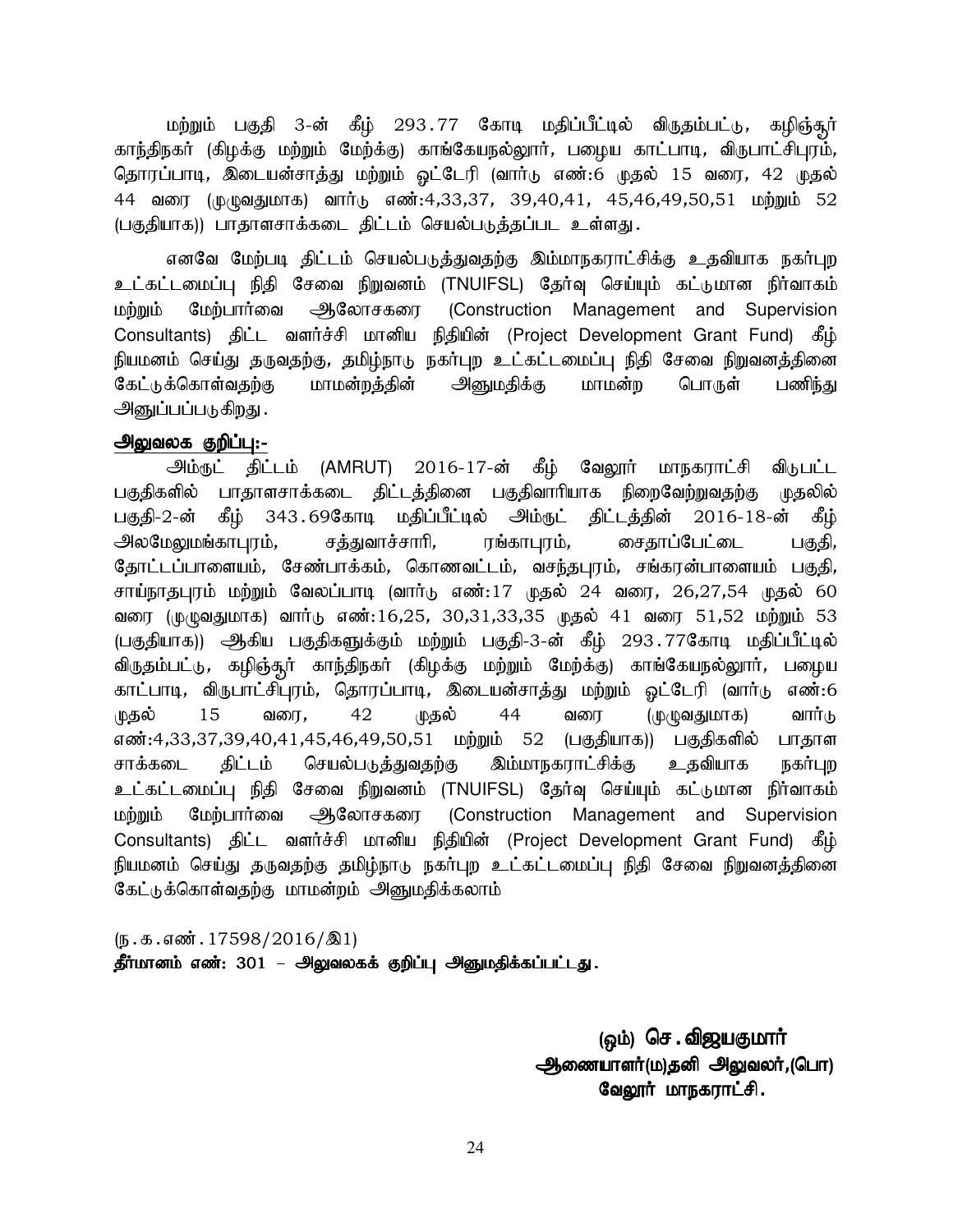மற்றும் பகுதி 3-ன் கீழ் 293.77 கோடி மதிப்பீட்டில் விருதம்பட்டு, கழிஞ்சூர் காந்திநகர் (கிழக்கு மற்றும் மேற்க்கு) காங்கேயநல்லூர், பழைய காட்பாடி, விருபாட்சிபுரம், தொரப்பாடி, இடையன்சாத்து மற்றும் ஓட்டேரி (வார்டு எண்:6 முதல் 15 வரை, 42 முதல் 44 வரை (முழுவதுமாக) வார்டு எண்:4,33,37, 39,40,41, 45,46,49,50,51 மற்றும் 52 (பகுதியாக)) பாதாளசாக்கடை திட்டம் செயல்படுத்தப்பட உள்ளது.

எனவே மேற்படி திட்டம் செயல்படுத்துவதற்கு இம்மாநகராட்சிக்கு உதவியாக நகர்புற உட்கட்டமைப்பு நிதி சேவை நிறுவனம் (TNUIFSL) தேர்வு செய்யும் கட்டுமான நிர்வாகம் மற்றும் மேற்பார்வை ஆலோசகரை (Construction Management and Supervision Consultants) திட்ட வளர்ச்சி மானிய நிதியின் (Project Development Grant Fund) கீழ் நியமனம் செய்து தருவதற்கு, தமிழ்நாடு நகர்புற உட்கட்டமைப்பு நிதி சேவை நிறுவனத்தினை கேட்டுக்கொள்வதற்கு மாமன்றத்தின் அனுமதிக்கு மாமன்ற பொருள் பணிந்து அனுப்பப்படுகிறது.

**அலுவலக குறிப்பு:-**

அம்ருட் திட்டம் (AMRUT) 2016-17-ன் கீழ் வேலூர் மாநகராட்சி விடுபட்ட பகுதிகளில் பாதாளசாக்கடை திட்டத்தினை பகுதிவாரியாக நிறைவேற்றுவதற்கு முதலில் பகுதி-2-ன் கீழ் 343.69கோடி மதிப்பீட்டில் அம்ருட் திட்டத்தின் 2016-18-ன் கீழ் அலமேலுமங்காபுரம், சத்துவாச்சாரி, ரங்காபுரம், சைதாப்பேட்டை பகுதி, தோட்டப்பாளையம், சேண்பாக்கம், கொணவட்டம், வசந்தபுரம், சங்கரன்பாளையம் பகுதி, சாய்நாதபுரம் மற்றும் வேலப்பாடி (வார்டு எண்:17 முதல் 24 வரை, 26,27,54 முதல் 60 வரை (முழுவதுமாக) வார்டு எண்:16,25, 30,31,33,35 முதல் 41 வரை 51,52 மற்றும் 53 (பகுதியாக)) ஆகிய பகுதிகளுக்கும் மற்றும் பகுதி-3-ன் கீழ் 293.77கோடி மதிப்பீட்டில் விருதம்பட்டு, கழிஞ்சூர் காந்திநகர் (கிழக்கு மற்றும் மேற்க்கு) காங்கேயநல்லூர், பழைய காட்பாடி, விருபாட்சிபுரம், தொரப்பாடி, இடையன்சாத்து மற்றும் ஓட்டேரி (வார்டு எண்:6 முதல் 15 வரை, 42 முதல் 44 வரை (முழுவதுமாக) வார்டு எண்:4,33,37,39,40,41,45,46,49,50,51 மற்றும் 52 (பகுதியாக)) பகுதிகளில் பாதாள சாக்கடை திட்டம் செயல்படுத்துவதற்கு இம்மாநகராட்சிக்கு உதவியாக நகர்புற உட்கட்டமைப்பு நிதி சேவை நிறுவனம் (TNUIFSL) தேர்வு செய்யும் கட்டுமான நிர்வாகம் மற்றும் மேற்பார்வை ஆலோசகரை (Construction Management and Supervision Consultants) திட்ட வளர்ச்சி மானிய நிதியின் (Project Development Grant Fund) கீழ் நியமனம் செய்து தருவதற்கு தமிழ்நாடு நகர்புற உட்கட்டமைப்பு நிதி சேவை நிறுவனத்தினை கேட்டுக்கொள்வதற்கு மாமன்றம் அனுமதிக்கலாம்

(ந.க.எண்.17598/2016/இ1)

**தீர்மானம் எண்: 301 – அலுவலகக் குறிப்பு அனுமதிக்கப்பட்டது.**

**(ஒம்) செ.விஜயகுமார்**
**ஆணையாளர்(ம)தனி அலுவலர்,(பொ)**
**வேலூர் மாநகராட்சி.**